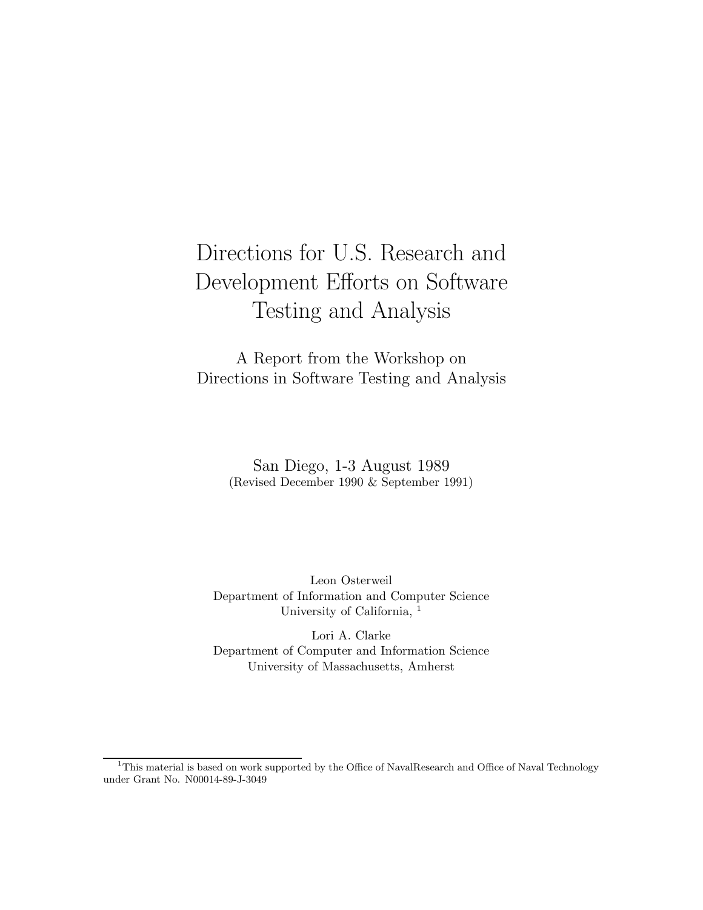# Directions for U.S. Research and Development Efforts on Software Testing and Analysis

A Report from the Workshop on Directions in Software Testing and Analysis

San Diego, 1-3 August 1989
(Revised December 1990 & September 1991)

Leon Osterweil
Department of Information and Computer Science
University of California, [1]

Lori A. Clarke
Department of Computer and Information Science
University of Massachusetts, Amherst

---

[1] This material is based on work supported by the Office of NavalResearch and Office of Naval Technology under Grant No. N00014-89-J-3049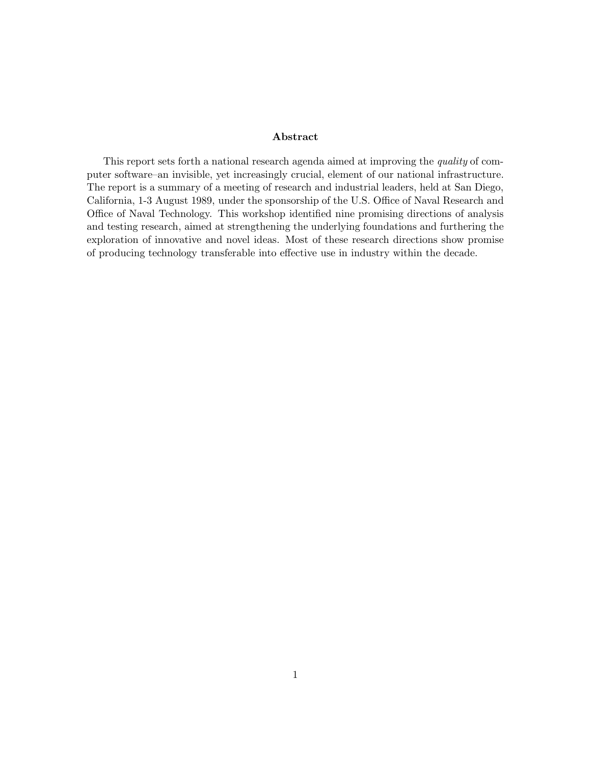## Abstract

This report sets forth a national research agenda aimed at improving the *quality* of computer software–an invisible, yet increasingly crucial, element of our national infrastructure. The report is a summary of a meeting of research and industrial leaders, held at San Diego, California, 1-3 August 1989, under the sponsorship of the U.S. Office of Naval Research and Office of Naval Technology. This workshop identified nine promising directions of analysis and testing research, aimed at strengthening the underlying foundations and furthering the exploration of innovative and novel ideas. Most of these research directions show promise of producing technology transferable into effective use in industry within the decade.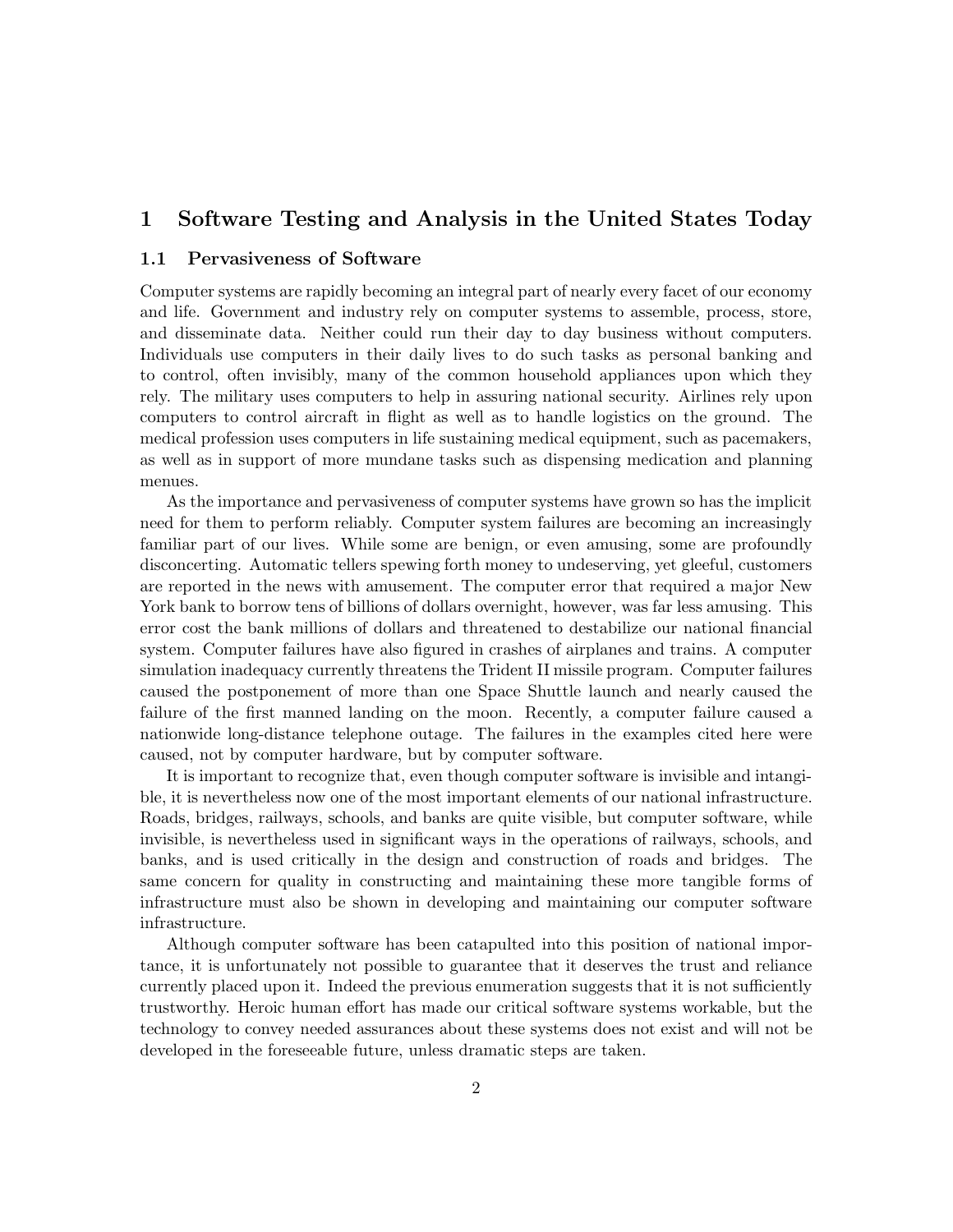# 1 Software Testing and Analysis in the United States Today

## 1.1 Pervasiveness of Software

Computer systems are rapidly becoming an integral part of nearly every facet of our economy and life. Government and industry rely on computer systems to assemble, process, store, and disseminate data. Neither could run their day to day business without computers. Individuals use computers in their daily lives to do such tasks as personal banking and to control, often invisibly, many of the common household appliances upon which they rely. The military uses computers to help in assuring national security. Airlines rely upon computers to control aircraft in flight as well as to handle logistics on the ground. The medical profession uses computers in life sustaining medical equipment, such as pacemakers, as well as in support of more mundane tasks such as dispensing medication and planning menues.

As the importance and pervasiveness of computer systems have grown so has the implicit need for them to perform reliably. Computer system failures are becoming an increasingly familiar part of our lives. While some are benign, or even amusing, some are profoundly disconcerting. Automatic tellers spewing forth money to undeserving, yet gleeful, customers are reported in the news with amusement. The computer error that required a major New York bank to borrow tens of billions of dollars overnight, however, was far less amusing. This error cost the bank millions of dollars and threatened to destabilize our national financial system. Computer failures have also figured in crashes of airplanes and trains. A computer simulation inadequacy currently threatens the Trident II missile program. Computer failures caused the postponement of more than one Space Shuttle launch and nearly caused the failure of the first manned landing on the moon. Recently, a computer failure caused a nationwide long-distance telephone outage. The failures in the examples cited here were caused, not by computer hardware, but by computer software.

It is important to recognize that, even though computer software is invisible and intangible, it is nevertheless now one of the most important elements of our national infrastructure. Roads, bridges, railways, schools, and banks are quite visible, but computer software, while invisible, is nevertheless used in significant ways in the operations of railways, schools, and banks, and is used critically in the design and construction of roads and bridges. The same concern for quality in constructing and maintaining these more tangible forms of infrastructure must also be shown in developing and maintaining our computer software infrastructure.

Although computer software has been catapulted into this position of national importance, it is unfortunately not possible to guarantee that it deserves the trust and reliance currently placed upon it. Indeed the previous enumeration suggests that it is not sufficiently trustworthy. Heroic human effort has made our critical software systems workable, but the technology to convey needed assurances about these systems does not exist and will not be developed in the foreseeable future, unless dramatic steps are taken.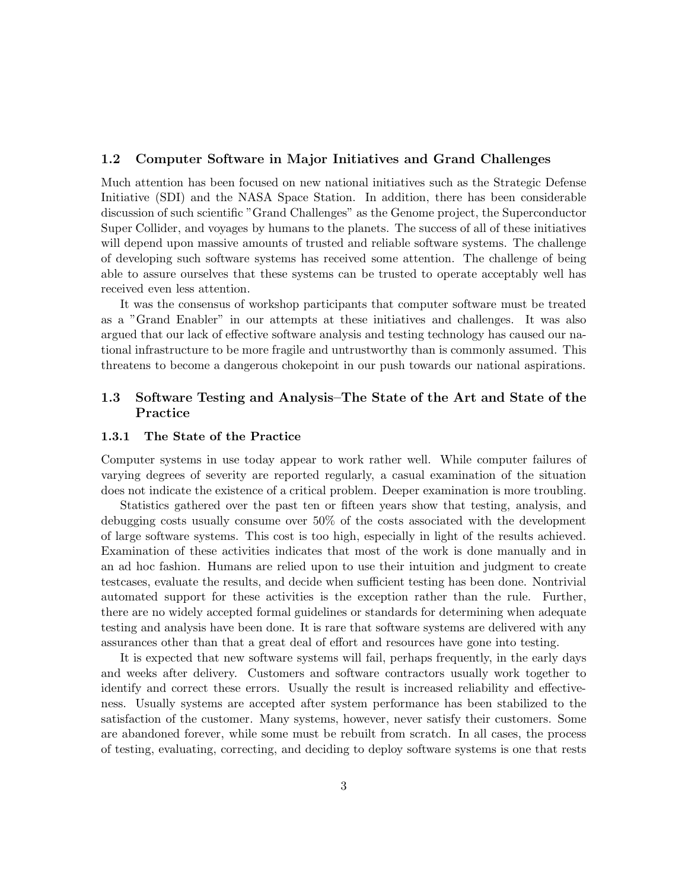### 1.2 Computer Software in Major Initiatives and Grand Challenges

Much attention has been focused on new national initiatives such as the Strategic Defense Initiative (SDI) and the NASA Space Station. In addition, there has been considerable discussion of such scientific "Grand Challenges" as the Genome project, the Superconductor Super Collider, and voyages by humans to the planets. The success of all of these initiatives will depend upon massive amounts of trusted and reliable software systems. The challenge of developing such software systems has received some attention. The challenge of being able to assure ourselves that these systems can be trusted to operate acceptably well has received even less attention.

It was the consensus of workshop participants that computer software must be treated as a "Grand Enabler" in our attempts at these initiatives and challenges. It was also argued that our lack of effective software analysis and testing technology has caused our national infrastructure to be more fragile and untrustworthy than is commonly assumed. This threatens to become a dangerous chokepoint in our push towards our national aspirations.

### 1.3 Software Testing and Analysis–The State of the Art and State of the Practice

#### 1.3.1 The State of the Practice

Computer systems in use today appear to work rather well. While computer failures of varying degrees of severity are reported regularly, a casual examination of the situation does not indicate the existence of a critical problem. Deeper examination is more troubling.

Statistics gathered over the past ten or fifteen years show that testing, analysis, and debugging costs usually consume over 50% of the costs associated with the development of large software systems. This cost is too high, especially in light of the results achieved. Examination of these activities indicates that most of the work is done manually and in an ad hoc fashion. Humans are relied upon to use their intuition and judgment to create testcases, evaluate the results, and decide when sufficient testing has been done. Nontrivial automated support for these activities is the exception rather than the rule. Further, there are no widely accepted formal guidelines or standards for determining when adequate testing and analysis have been done. It is rare that software systems are delivered with any assurances other than that a great deal of effort and resources have gone into testing.

It is expected that new software systems will fail, perhaps frequently, in the early days and weeks after delivery. Customers and software contractors usually work together to identify and correct these errors. Usually the result is increased reliability and effectiveness. Usually systems are accepted after system performance has been stabilized to the satisfaction of the customer. Many systems, however, never satisfy their customers. Some are abandoned forever, while some must be rebuilt from scratch. In all cases, the process of testing, evaluating, correcting, and deciding to deploy software systems is one that rests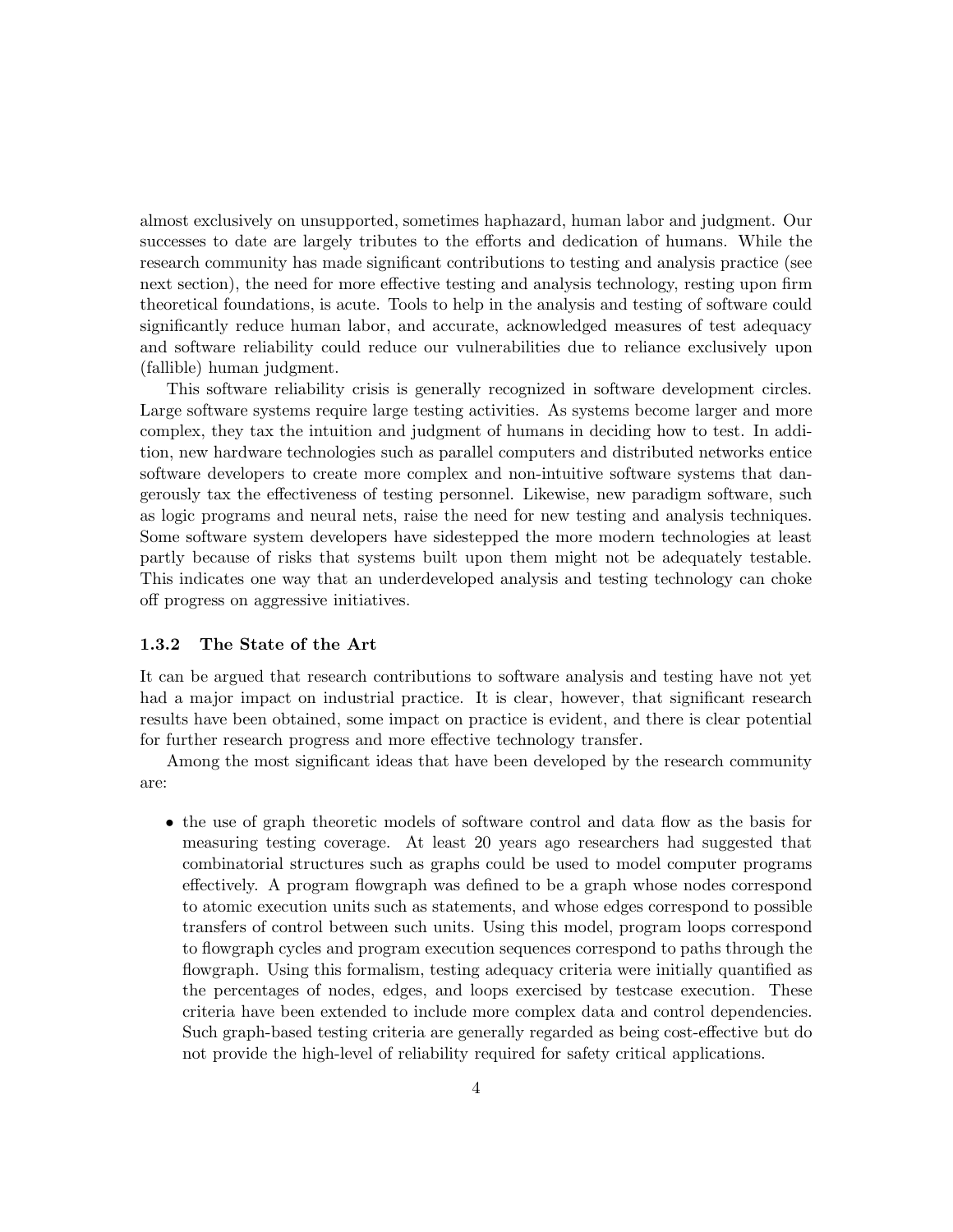almost exclusively on unsupported, sometimes haphazard, human labor and judgment. Our successes to date are largely tributes to the efforts and dedication of humans. While the research community has made significant contributions to testing and analysis practice (see next section), the need for more effective testing and analysis technology, resting upon firm theoretical foundations, is acute. Tools to help in the analysis and testing of software could significantly reduce human labor, and accurate, acknowledged measures of test adequacy and software reliability could reduce our vulnerabilities due to reliance exclusively upon (fallible) human judgment.

This software reliability crisis is generally recognized in software development circles. Large software systems require large testing activities. As systems become larger and more complex, they tax the intuition and judgment of humans in deciding how to test. In addition, new hardware technologies such as parallel computers and distributed networks entice software developers to create more complex and non-intuitive software systems that dangerously tax the effectiveness of testing personnel. Likewise, new paradigm software, such as logic programs and neural nets, raise the need for new testing and analysis techniques. Some software system developers have sidestepped the more modern technologies at least partly because of risks that systems built upon them might not be adequately testable. This indicates one way that an underdeveloped analysis and testing technology can choke off progress on aggressive initiatives.

### 1.3.2 The State of the Art

It can be argued that research contributions to software analysis and testing have not yet had a major impact on industrial practice. It is clear, however, that significant research results have been obtained, some impact on practice is evident, and there is clear potential for further research progress and more effective technology transfer.

Among the most significant ideas that have been developed by the research community are:

- the use of graph theoretic models of software control and data flow as the basis for measuring testing coverage. At least 20 years ago researchers had suggested that combinatorial structures such as graphs could be used to model computer programs effectively. A program flowgraph was defined to be a graph whose nodes correspond to atomic execution units such as statements, and whose edges correspond to possible transfers of control between such units. Using this model, program loops correspond to flowgraph cycles and program execution sequences correspond to paths through the flowgraph. Using this formalism, testing adequacy criteria were initially quantified as the percentages of nodes, edges, and loops exercised by testcase execution. These criteria have been extended to include more complex data and control dependencies. Such graph-based testing criteria are generally regarded as being cost-effective but do not provide the high-level of reliability required for safety critical applications.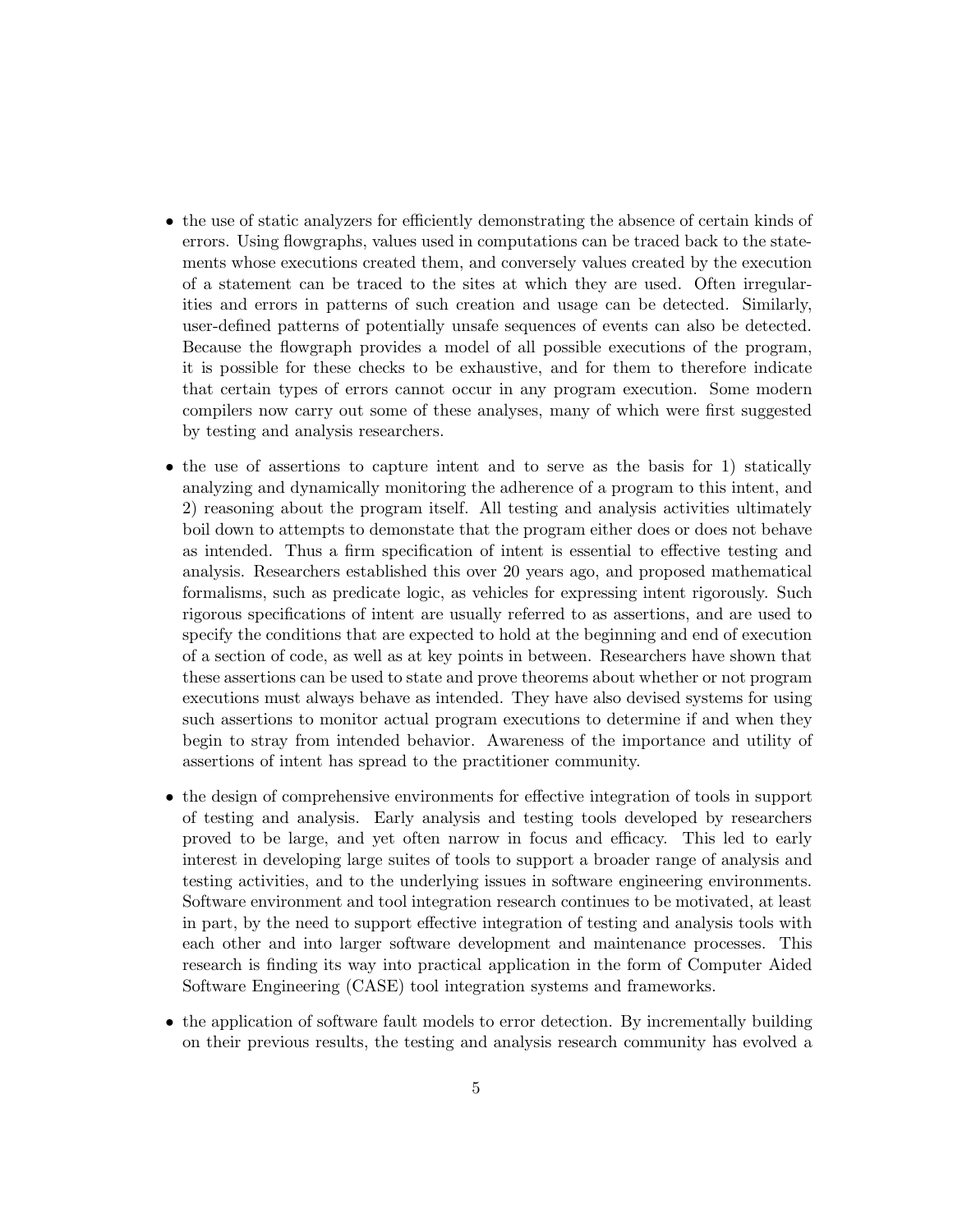- the use of static analyzers for efficiently demonstrating the absence of certain kinds of errors. Using flowgraphs, values used in computations can be traced back to the statements whose executions created them, and conversely values created by the execution of a statement can be traced to the sites at which they are used. Often irregularities and errors in patterns of such creation and usage can be detected. Similarly, user-defined patterns of potentially unsafe sequences of events can also be detected. Because the flowgraph provides a model of all possible executions of the program, it is possible for these checks to be exhaustive, and for them to therefore indicate that certain types of errors cannot occur in any program execution. Some modern compilers now carry out some of these analyses, many of which were first suggested by testing and analysis researchers.

- the use of assertions to capture intent and to serve as the basis for 1) statically analyzing and dynamically monitoring the adherence of a program to this intent, and 2) reasoning about the program itself. All testing and analysis activities ultimately boil down to attempts to demonstate that the program either does or does not behave as intended. Thus a firm specification of intent is essential to effective testing and analysis. Researchers established this over 20 years ago, and proposed mathematical formalisms, such as predicate logic, as vehicles for expressing intent rigorously. Such rigorous specifications of intent are usually referred to as assertions, and are used to specify the conditions that are expected to hold at the beginning and end of execution of a section of code, as well as at key points in between. Researchers have shown that these assertions can be used to state and prove theorems about whether or not program executions must always behave as intended. They have also devised systems for using such assertions to monitor actual program executions to determine if and when they begin to stray from intended behavior. Awareness of the importance and utility of assertions of intent has spread to the practitioner community.

- the design of comprehensive environments for effective integration of tools in support of testing and analysis. Early analysis and testing tools developed by researchers proved to be large, and yet often narrow in focus and efficacy. This led to early interest in developing large suites of tools to support a broader range of analysis and testing activities, and to the underlying issues in software engineering environments. Software environment and tool integration research continues to be motivated, at least in part, by the need to support effective integration of testing and analysis tools with each other and into larger software development and maintenance processes. This research is finding its way into practical application in the form of Computer Aided Software Engineering (CASE) tool integration systems and frameworks.

- the application of software fault models to error detection. By incrementally building on their previous results, the testing and analysis research community has evolved a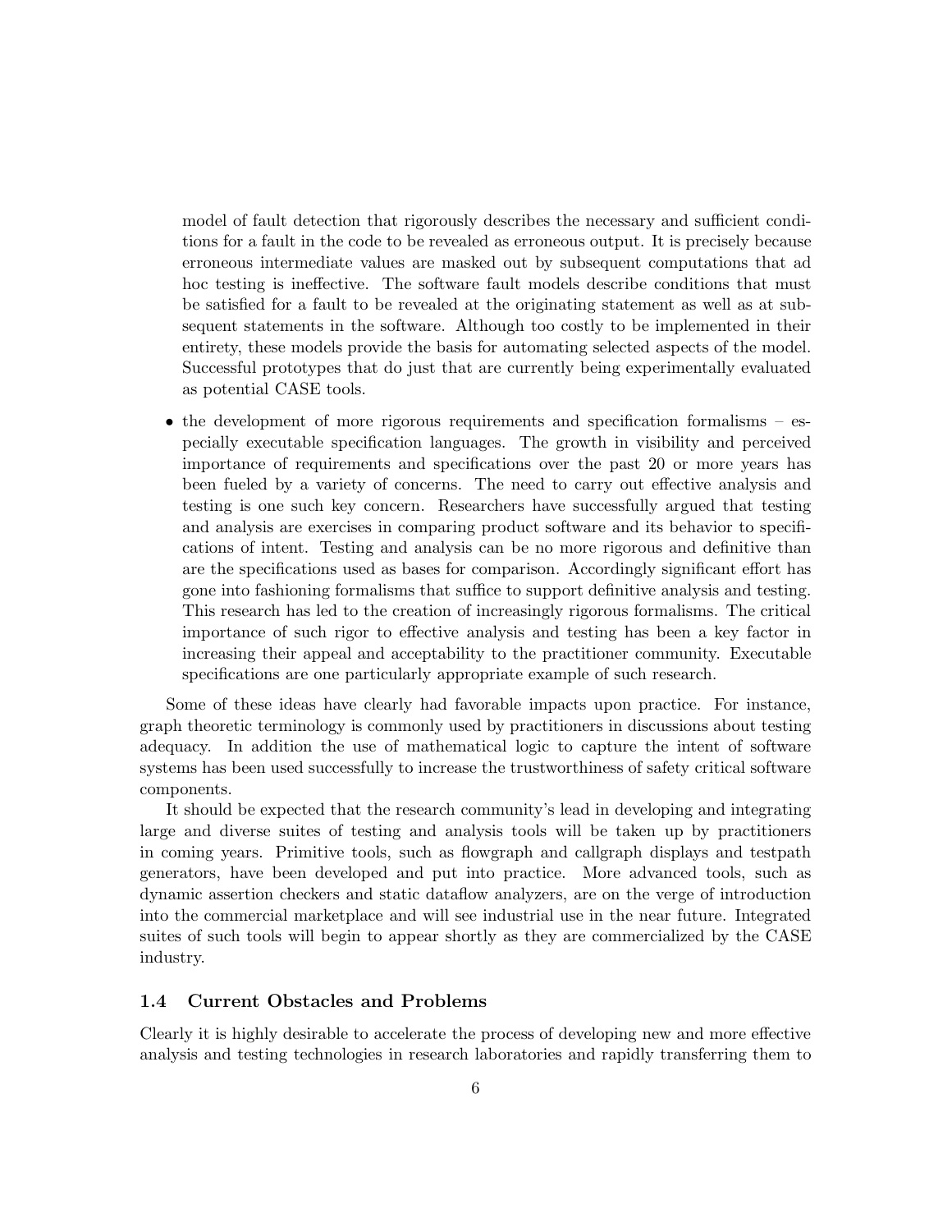model of fault detection that rigorously describes the necessary and sufficient conditions for a fault in the code to be revealed as erroneous output. It is precisely because erroneous intermediate values are masked out by subsequent computations that ad hoc testing is ineffective. The software fault models describe conditions that must be satisfied for a fault to be revealed at the originating statement as well as at subsequent statements in the software. Although too costly to be implemented in their entirety, these models provide the basis for automating selected aspects of the model. Successful prototypes that do just that are currently being experimentally evaluated as potential CASE tools.

- the development of more rigorous requirements and specification formalisms – especially executable specification languages. The growth in visibility and perceived importance of requirements and specifications over the past 20 or more years has been fueled by a variety of concerns. The need to carry out effective analysis and testing is one such key concern. Researchers have successfully argued that testing and analysis are exercises in comparing product software and its behavior to specifications of intent. Testing and analysis can be no more rigorous and definitive than are the specifications used as bases for comparison. Accordingly significant effort has gone into fashioning formalisms that suffice to support definitive analysis and testing. This research has led to the creation of increasingly rigorous formalisms. The critical importance of such rigor to effective analysis and testing has been a key factor in increasing their appeal and acceptability to the practitioner community. Executable specifications are one particularly appropriate example of such research.

Some of these ideas have clearly had favorable impacts upon practice. For instance, graph theoretic terminology is commonly used by practitioners in discussions about testing adequacy. In addition the use of mathematical logic to capture the intent of software systems has been used successfully to increase the trustworthiness of safety critical software components.

It should be expected that the research community's lead in developing and integrating large and diverse suites of testing and analysis tools will be taken up by practitioners in coming years. Primitive tools, such as flowgraph and callgraph displays and testpath generators, have been developed and put into practice. More advanced tools, such as dynamic assertion checkers and static dataflow analyzers, are on the verge of introduction into the commercial marketplace and will see industrial use in the near future. Integrated suites of such tools will begin to appear shortly as they are commercialized by the CASE industry.

### 1.4 Current Obstacles and Problems

Clearly it is highly desirable to accelerate the process of developing new and more effective analysis and testing technologies in research laboratories and rapidly transferring them to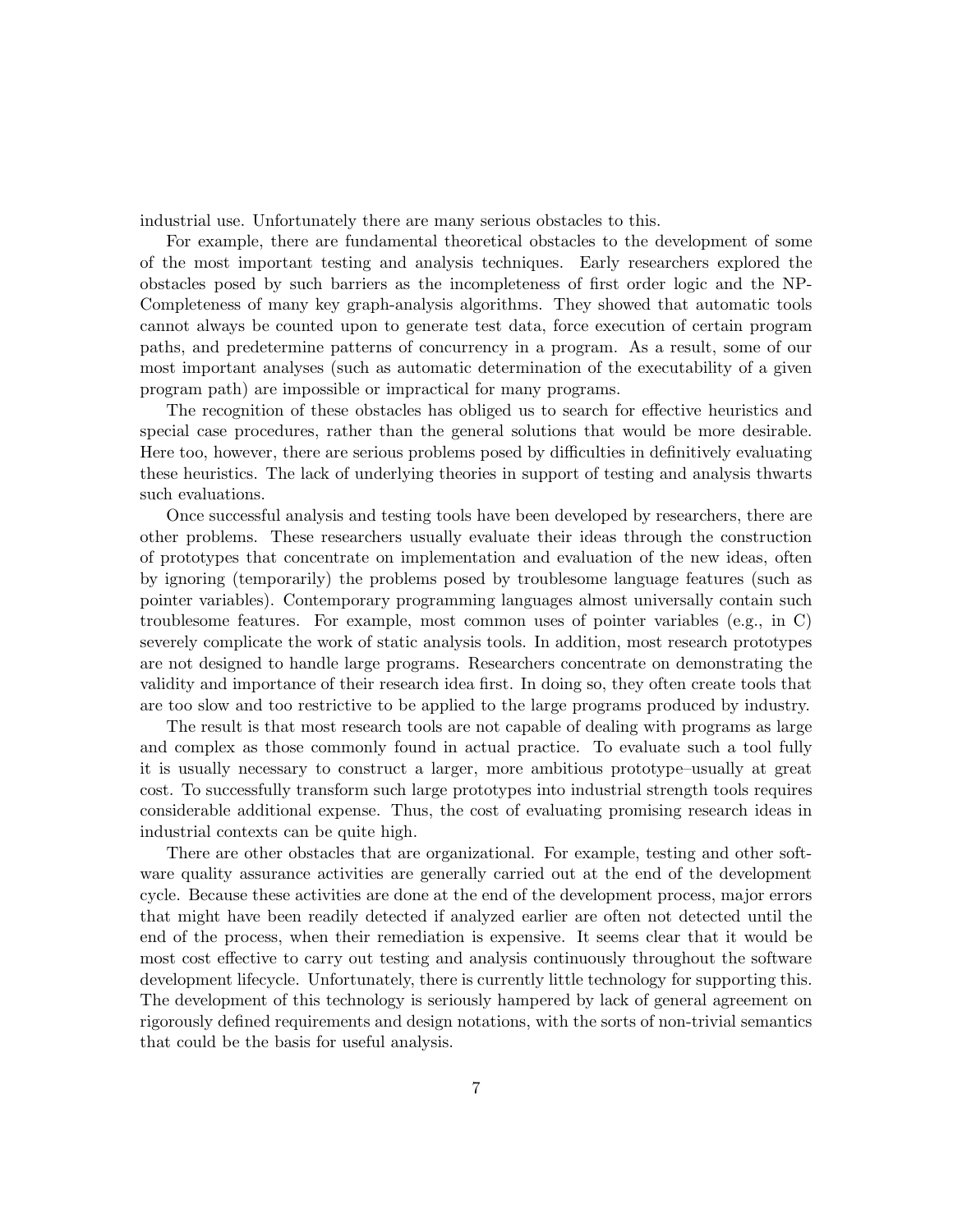industrial use. Unfortunately there are many serious obstacles to this.

For example, there are fundamental theoretical obstacles to the development of some of the most important testing and analysis techniques. Early researchers explored the obstacles posed by such barriers as the incompleteness of first order logic and the NP-Completeness of many key graph-analysis algorithms. They showed that automatic tools cannot always be counted upon to generate test data, force execution of certain program paths, and predetermine patterns of concurrency in a program. As a result, some of our most important analyses (such as automatic determination of the executability of a given program path) are impossible or impractical for many programs.

The recognition of these obstacles has obliged us to search for effective heuristics and special case procedures, rather than the general solutions that would be more desirable. Here too, however, there are serious problems posed by difficulties in definitively evaluating these heuristics. The lack of underlying theories in support of testing and analysis thwarts such evaluations.

Once successful analysis and testing tools have been developed by researchers, there are other problems. These researchers usually evaluate their ideas through the construction of prototypes that concentrate on implementation and evaluation of the new ideas, often by ignoring (temporarily) the problems posed by troublesome language features (such as pointer variables). Contemporary programming languages almost universally contain such troublesome features. For example, most common uses of pointer variables (e.g., in C) severely complicate the work of static analysis tools. In addition, most research prototypes are not designed to handle large programs. Researchers concentrate on demonstrating the validity and importance of their research idea first. In doing so, they often create tools that are too slow and too restrictive to be applied to the large programs produced by industry.

The result is that most research tools are not capable of dealing with programs as large and complex as those commonly found in actual practice. To evaluate such a tool fully it is usually necessary to construct a larger, more ambitious prototype–usually at great cost. To successfully transform such large prototypes into industrial strength tools requires considerable additional expense. Thus, the cost of evaluating promising research ideas in industrial contexts can be quite high.

There are other obstacles that are organizational. For example, testing and other software quality assurance activities are generally carried out at the end of the development cycle. Because these activities are done at the end of the development process, major errors that might have been readily detected if analyzed earlier are often not detected until the end of the process, when their remediation is expensive. It seems clear that it would be most cost effective to carry out testing and analysis continuously throughout the software development lifecycle. Unfortunately, there is currently little technology for supporting this. The development of this technology is seriously hampered by lack of general agreement on rigorously defined requirements and design notations, with the sorts of non-trivial semantics that could be the basis for useful analysis.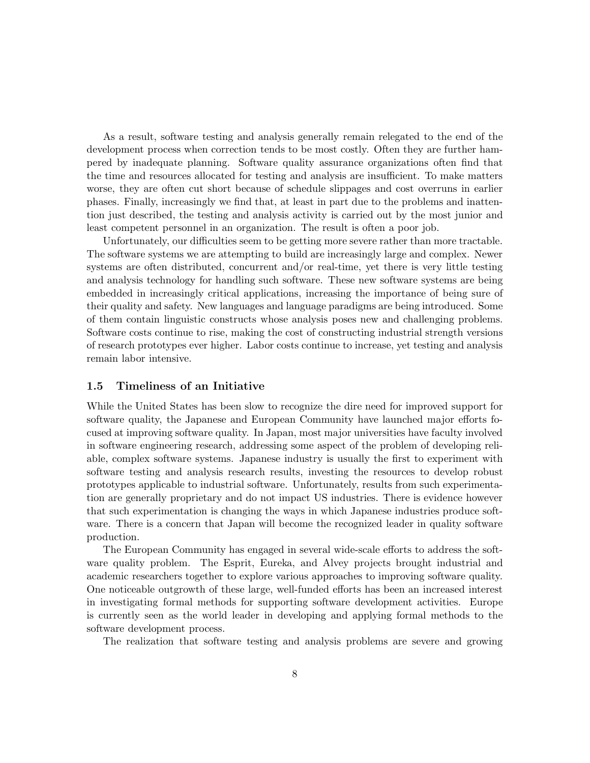As a result, software testing and analysis generally remain relegated to the end of the development process when correction tends to be most costly. Often they are further hampered by inadequate planning. Software quality assurance organizations often find that the time and resources allocated for testing and analysis are insufficient. To make matters worse, they are often cut short because of schedule slippages and cost overruns in earlier phases. Finally, increasingly we find that, at least in part due to the problems and inattention just described, the testing and analysis activity is carried out by the most junior and least competent personnel in an organization. The result is often a poor job.

Unfortunately, our difficulties seem to be getting more severe rather than more tractable. The software systems we are attempting to build are increasingly large and complex. Newer systems are often distributed, concurrent and/or real-time, yet there is very little testing and analysis technology for handling such software. These new software systems are being embedded in increasingly critical applications, increasing the importance of being sure of their quality and safety. New languages and language paradigms are being introduced. Some of them contain linguistic constructs whose analysis poses new and challenging problems. Software costs continue to rise, making the cost of constructing industrial strength versions of research prototypes ever higher. Labor costs continue to increase, yet testing and analysis remain labor intensive.

### 1.5 Timeliness of an Initiative

While the United States has been slow to recognize the dire need for improved support for software quality, the Japanese and European Community have launched major efforts focused at improving software quality. In Japan, most major universities have faculty involved in software engineering research, addressing some aspect of the problem of developing reliable, complex software systems. Japanese industry is usually the first to experiment with software testing and analysis research results, investing the resources to develop robust prototypes applicable to industrial software. Unfortunately, results from such experimentation are generally proprietary and do not impact US industries. There is evidence however that such experimentation is changing the ways in which Japanese industries produce software. There is a concern that Japan will become the recognized leader in quality software production.

The European Community has engaged in several wide-scale efforts to address the software quality problem. The Esprit, Eureka, and Alvey projects brought industrial and academic researchers together to explore various approaches to improving software quality. One noticeable outgrowth of these large, well-funded efforts has been an increased interest in investigating formal methods for supporting software development activities. Europe is currently seen as the world leader in developing and applying formal methods to the software development process.

The realization that software testing and analysis problems are severe and growing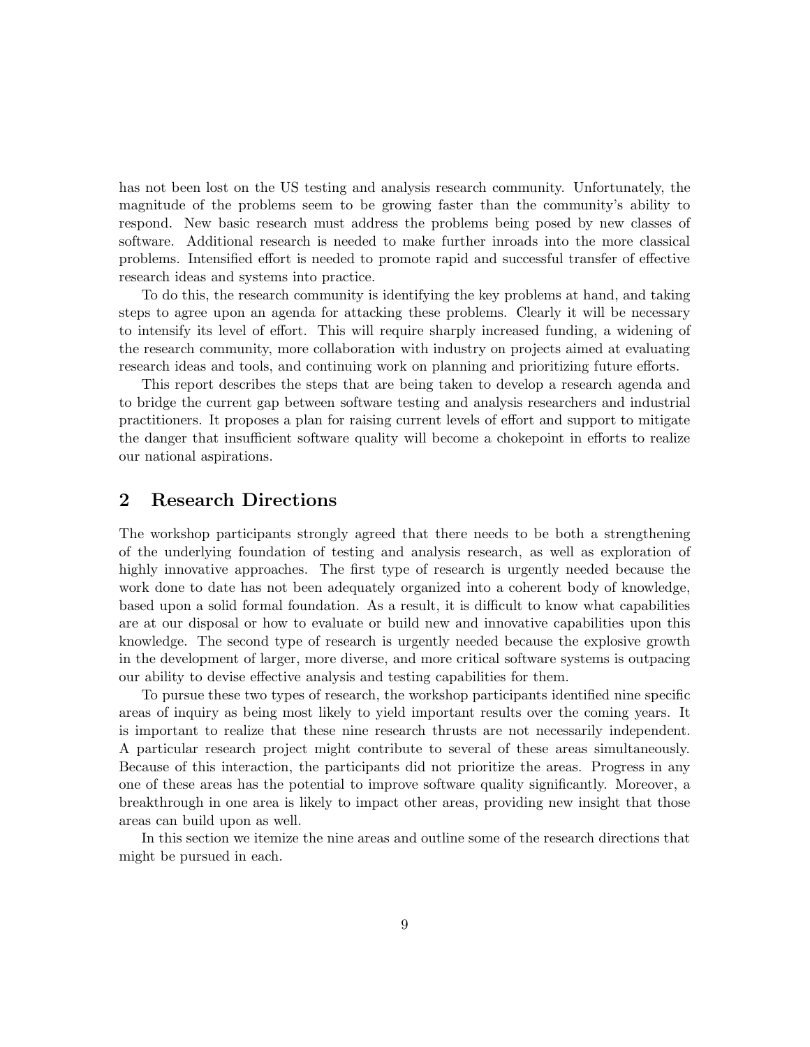has not been lost on the US testing and analysis research community. Unfortunately, the magnitude of the problems seem to be growing faster than the community's ability to respond. New basic research must address the problems being posed by new classes of software. Additional research is needed to make further inroads into the more classical problems. Intensified effort is needed to promote rapid and successful transfer of effective research ideas and systems into practice.

To do this, the research community is identifying the key problems at hand, and taking steps to agree upon an agenda for attacking these problems. Clearly it will be necessary to intensify its level of effort. This will require sharply increased funding, a widening of the research community, more collaboration with industry on projects aimed at evaluating research ideas and tools, and continuing work on planning and prioritizing future efforts.

This report describes the steps that are being taken to develop a research agenda and to bridge the current gap between software testing and analysis researchers and industrial practitioners. It proposes a plan for raising current levels of effort and support to mitigate the danger that insufficient software quality will become a chokepoint in efforts to realize our national aspirations.

## 2 Research Directions

The workshop participants strongly agreed that there needs to be both a strengthening of the underlying foundation of testing and analysis research, as well as exploration of highly innovative approaches. The first type of research is urgently needed because the work done to date has not been adequately organized into a coherent body of knowledge, based upon a solid formal foundation. As a result, it is difficult to know what capabilities are at our disposal or how to evaluate or build new and innovative capabilities upon this knowledge. The second type of research is urgently needed because the explosive growth in the development of larger, more diverse, and more critical software systems is outpacing our ability to devise effective analysis and testing capabilities for them.

To pursue these two types of research, the workshop participants identified nine specific areas of inquiry as being most likely to yield important results over the coming years. It is important to realize that these nine research thrusts are not necessarily independent. A particular research project might contribute to several of these areas simultaneously. Because of this interaction, the participants did not prioritize the areas. Progress in any one of these areas has the potential to improve software quality significantly. Moreover, a breakthrough in one area is likely to impact other areas, providing new insight that those areas can build upon as well.

In this section we itemize the nine areas and outline some of the research directions that might be pursued in each.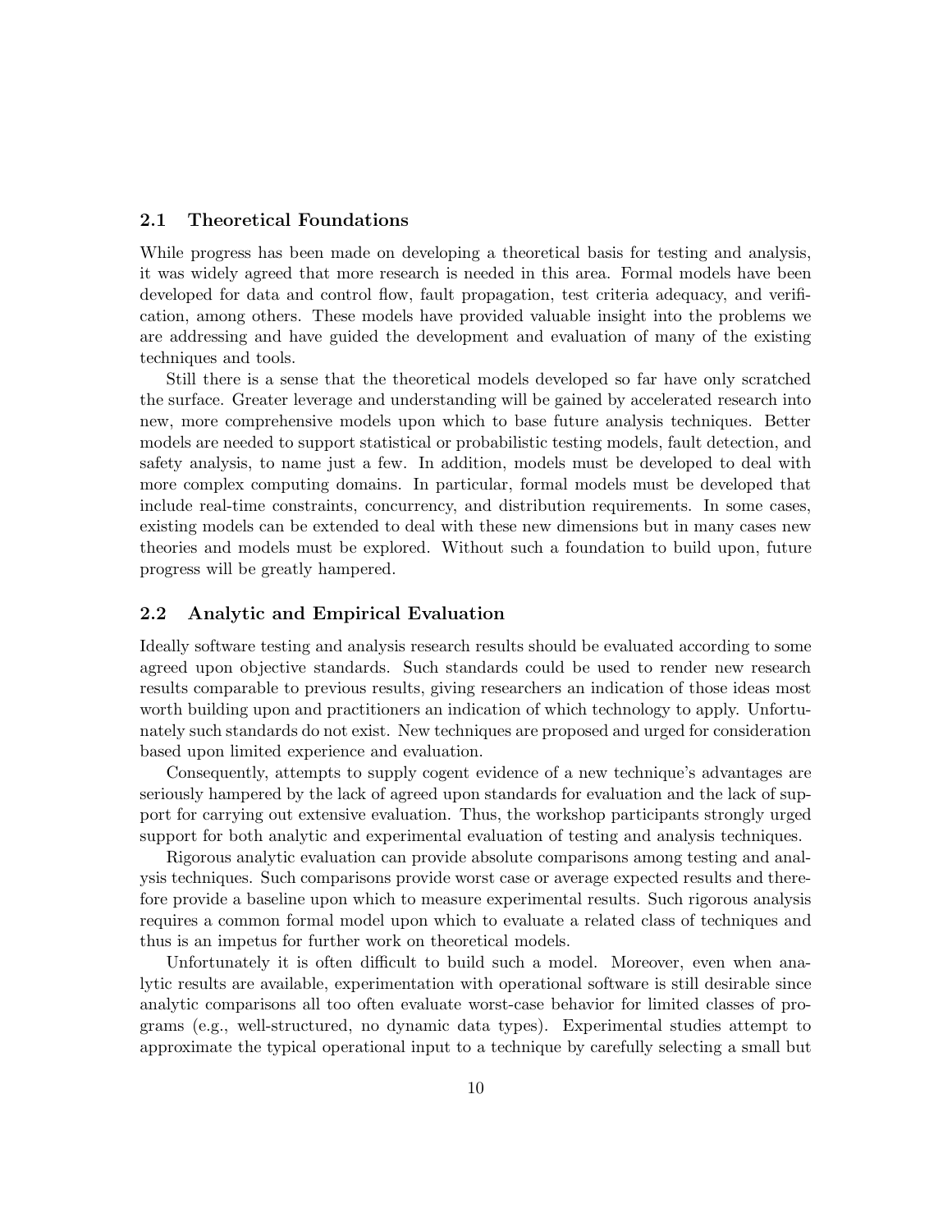### 2.1 Theoretical Foundations

While progress has been made on developing a theoretical basis for testing and analysis, it was widely agreed that more research is needed in this area. Formal models have been developed for data and control flow, fault propagation, test criteria adequacy, and verification, among others. These models have provided valuable insight into the problems we are addressing and have guided the development and evaluation of many of the existing techniques and tools.

Still there is a sense that the theoretical models developed so far have only scratched the surface. Greater leverage and understanding will be gained by accelerated research into new, more comprehensive models upon which to base future analysis techniques. Better models are needed to support statistical or probabilistic testing models, fault detection, and safety analysis, to name just a few. In addition, models must be developed to deal with more complex computing domains. In particular, formal models must be developed that include real-time constraints, concurrency, and distribution requirements. In some cases, existing models can be extended to deal with these new dimensions but in many cases new theories and models must be explored. Without such a foundation to build upon, future progress will be greatly hampered.

### 2.2 Analytic and Empirical Evaluation

Ideally software testing and analysis research results should be evaluated according to some agreed upon objective standards. Such standards could be used to render new research results comparable to previous results, giving researchers an indication of those ideas most worth building upon and practitioners an indication of which technology to apply. Unfortunately such standards do not exist. New techniques are proposed and urged for consideration based upon limited experience and evaluation.

Consequently, attempts to supply cogent evidence of a new technique's advantages are seriously hampered by the lack of agreed upon standards for evaluation and the lack of support for carrying out extensive evaluation. Thus, the workshop participants strongly urged support for both analytic and experimental evaluation of testing and analysis techniques.

Rigorous analytic evaluation can provide absolute comparisons among testing and analysis techniques. Such comparisons provide worst case or average expected results and therefore provide a baseline upon which to measure experimental results. Such rigorous analysis requires a common formal model upon which to evaluate a related class of techniques and thus is an impetus for further work on theoretical models.

Unfortunately it is often difficult to build such a model. Moreover, even when analytic results are available, experimentation with operational software is still desirable since analytic comparisons all too often evaluate worst-case behavior for limited classes of programs (e.g., well-structured, no dynamic data types). Experimental studies attempt to approximate the typical operational input to a technique by carefully selecting a small but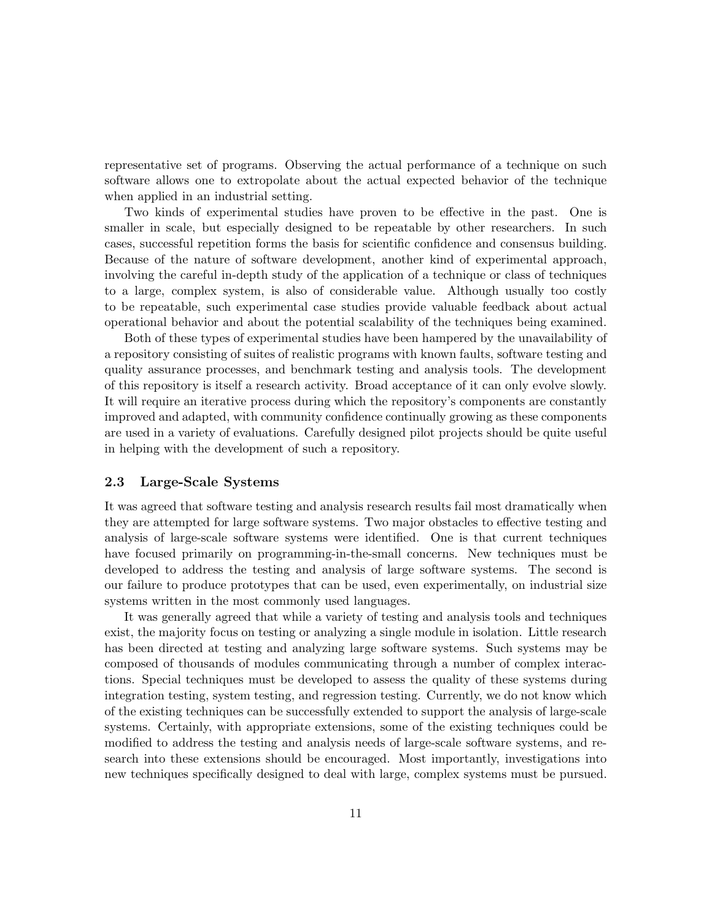representative set of programs. Observing the actual performance of a technique on such software allows one to extropolate about the actual expected behavior of the technique when applied in an industrial setting.

Two kinds of experimental studies have proven to be effective in the past. One is smaller in scale, but especially designed to be repeatable by other researchers. In such cases, successful repetition forms the basis for scientific confidence and consensus building. Because of the nature of software development, another kind of experimental approach, involving the careful in-depth study of the application of a technique or class of techniques to a large, complex system, is also of considerable value. Although usually too costly to be repeatable, such experimental case studies provide valuable feedback about actual operational behavior and about the potential scalability of the techniques being examined.

Both of these types of experimental studies have been hampered by the unavailability of a repository consisting of suites of realistic programs with known faults, software testing and quality assurance processes, and benchmark testing and analysis tools. The development of this repository is itself a research activity. Broad acceptance of it can only evolve slowly. It will require an iterative process during which the repository's components are constantly improved and adapted, with community confidence continually growing as these components are used in a variety of evaluations. Carefully designed pilot projects should be quite useful in helping with the development of such a repository.

### 2.3 Large-Scale Systems

It was agreed that software testing and analysis research results fail most dramatically when they are attempted for large software systems. Two major obstacles to effective testing and analysis of large-scale software systems were identified. One is that current techniques have focused primarily on programming-in-the-small concerns. New techniques must be developed to address the testing and analysis of large software systems. The second is our failure to produce prototypes that can be used, even experimentally, on industrial size systems written in the most commonly used languages.

It was generally agreed that while a variety of testing and analysis tools and techniques exist, the majority focus on testing or analyzing a single module in isolation. Little research has been directed at testing and analyzing large software systems. Such systems may be composed of thousands of modules communicating through a number of complex interactions. Special techniques must be developed to assess the quality of these systems during integration testing, system testing, and regression testing. Currently, we do not know which of the existing techniques can be successfully extended to support the analysis of large-scale systems. Certainly, with appropriate extensions, some of the existing techniques could be modified to address the testing and analysis needs of large-scale software systems, and research into these extensions should be encouraged. Most importantly, investigations into new techniques specifically designed to deal with large, complex systems must be pursued.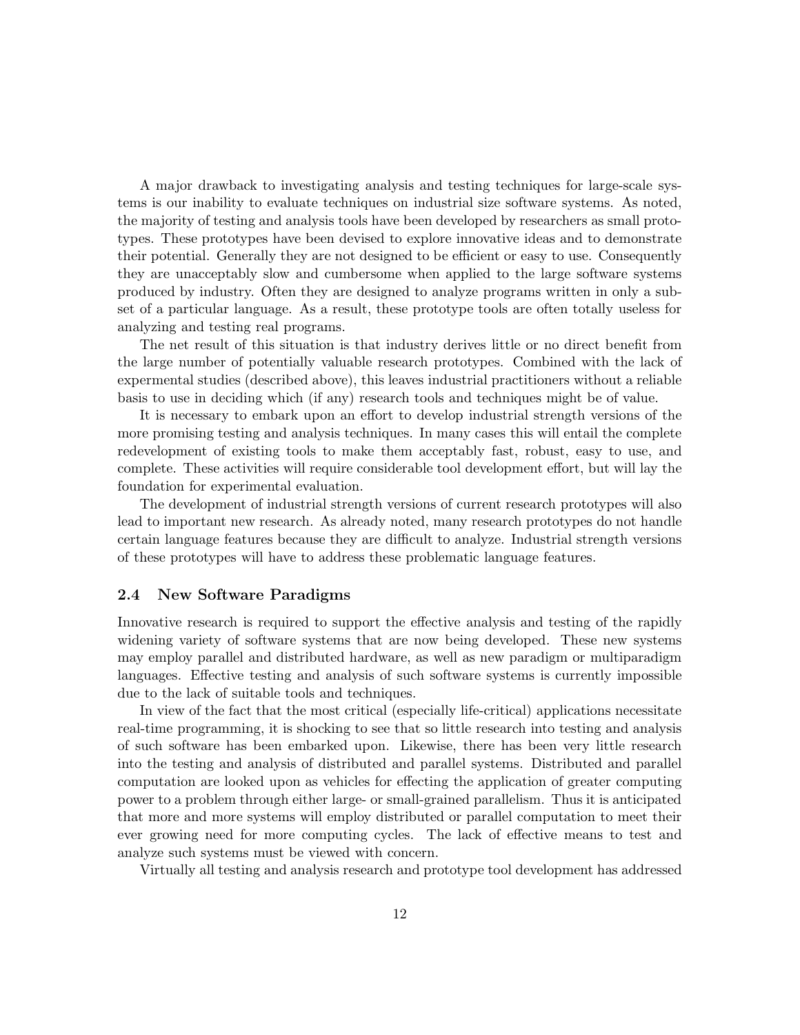A major drawback to investigating analysis and testing techniques for large-scale systems is our inability to evaluate techniques on industrial size software systems. As noted, the majority of testing and analysis tools have been developed by researchers as small prototypes. These prototypes have been devised to explore innovative ideas and to demonstrate their potential. Generally they are not designed to be efficient or easy to use. Consequently they are unacceptably slow and cumbersome when applied to the large software systems produced by industry. Often they are designed to analyze programs written in only a subset of a particular language. As a result, these prototype tools are often totally useless for analyzing and testing real programs.

The net result of this situation is that industry derives little or no direct benefit from the large number of potentially valuable research prototypes. Combined with the lack of expermental studies (described above), this leaves industrial practitioners without a reliable basis to use in deciding which (if any) research tools and techniques might be of value.

It is necessary to embark upon an effort to develop industrial strength versions of the more promising testing and analysis techniques. In many cases this will entail the complete redevelopment of existing tools to make them acceptably fast, robust, easy to use, and complete. These activities will require considerable tool development effort, but will lay the foundation for experimental evaluation.

The development of industrial strength versions of current research prototypes will also lead to important new research. As already noted, many research prototypes do not handle certain language features because they are difficult to analyze. Industrial strength versions of these prototypes will have to address these problematic language features.

### 2.4 New Software Paradigms

Innovative research is required to support the effective analysis and testing of the rapidly widening variety of software systems that are now being developed. These new systems may employ parallel and distributed hardware, as well as new paradigm or multiparadigm languages. Effective testing and analysis of such software systems is currently impossible due to the lack of suitable tools and techniques.

In view of the fact that the most critical (especially life-critical) applications necessitate real-time programming, it is shocking to see that so little research into testing and analysis of such software has been embarked upon. Likewise, there has been very little research into the testing and analysis of distributed and parallel systems. Distributed and parallel computation are looked upon as vehicles for effecting the application of greater computing power to a problem through either large- or small-grained parallelism. Thus it is anticipated that more and more systems will employ distributed or parallel computation to meet their ever growing need for more computing cycles. The lack of effective means to test and analyze such systems must be viewed with concern.

Virtually all testing and analysis research and prototype tool development has addressed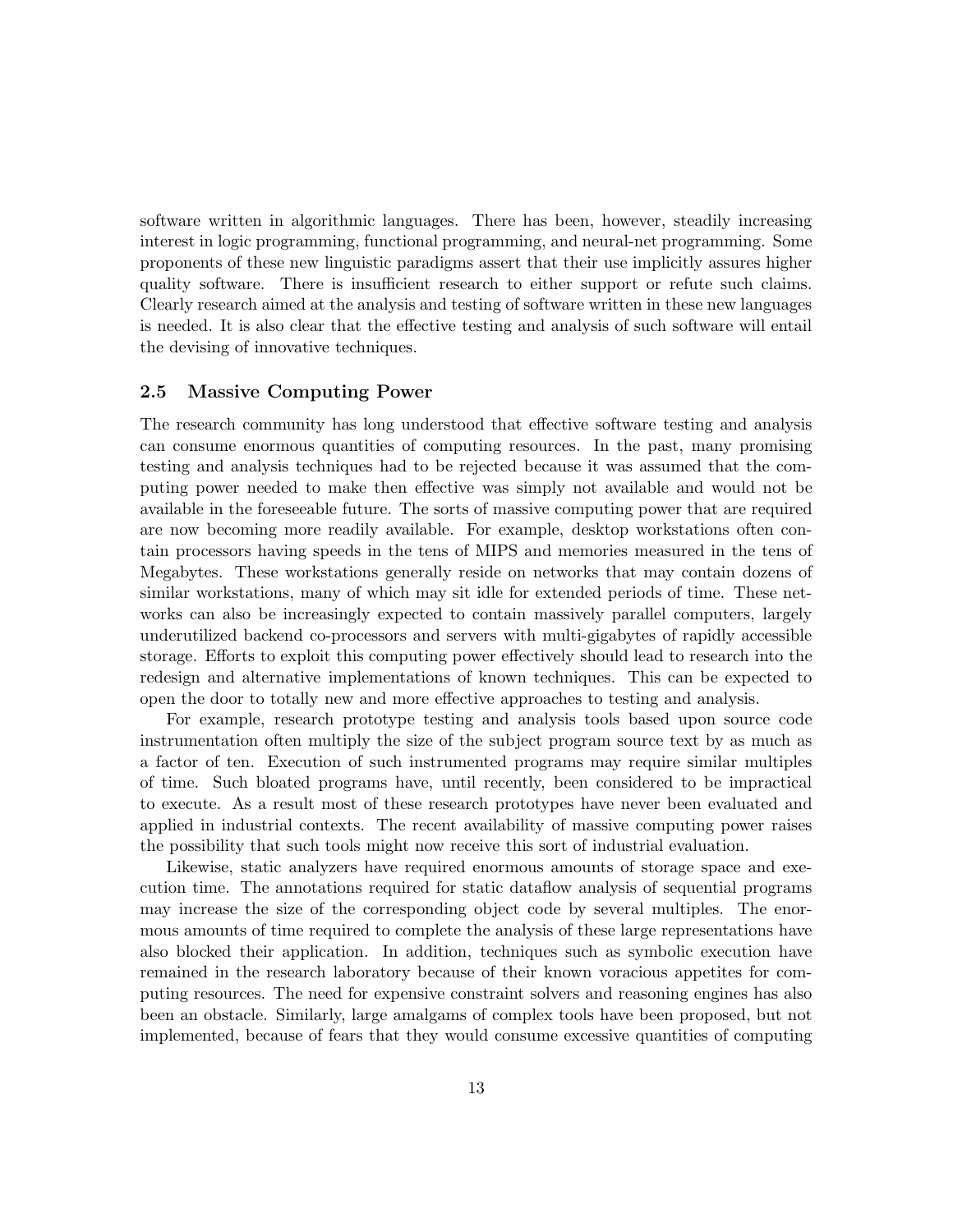software written in algorithmic languages. There has been, however, steadily increasing interest in logic programming, functional programming, and neural-net programming. Some proponents of these new linguistic paradigms assert that their use implicitly assures higher quality software. There is insufficient research to either support or refute such claims. Clearly research aimed at the analysis and testing of software written in these new languages is needed. It is also clear that the effective testing and analysis of such software will entail the devising of innovative techniques.

### 2.5 Massive Computing Power

The research community has long understood that effective software testing and analysis can consume enormous quantities of computing resources. In the past, many promising testing and analysis techniques had to be rejected because it was assumed that the computing power needed to make then effective was simply not available and would not be available in the foreseeable future. The sorts of massive computing power that are required are now becoming more readily available. For example, desktop workstations often contain processors having speeds in the tens of MIPS and memories measured in the tens of Megabytes. These workstations generally reside on networks that may contain dozens of similar workstations, many of which may sit idle for extended periods of time. These networks can also be increasingly expected to contain massively parallel computers, largely underutilized backend co-processors and servers with multi-gigabytes of rapidly accessible storage. Efforts to exploit this computing power effectively should lead to research into the redesign and alternative implementations of known techniques. This can be expected to open the door to totally new and more effective approaches to testing and analysis.

For example, research prototype testing and analysis tools based upon source code instrumentation often multiply the size of the subject program source text by as much as a factor of ten. Execution of such instrumented programs may require similar multiples of time. Such bloated programs have, until recently, been considered to be impractical to execute. As a result most of these research prototypes have never been evaluated and applied in industrial contexts. The recent availability of massive computing power raises the possibility that such tools might now receive this sort of industrial evaluation.

Likewise, static analyzers have required enormous amounts of storage space and execution time. The annotations required for static dataflow analysis of sequential programs may increase the size of the corresponding object code by several multiples. The enormous amounts of time required to complete the analysis of these large representations have also blocked their application. In addition, techniques such as symbolic execution have remained in the research laboratory because of their known voracious appetites for computing resources. The need for expensive constraint solvers and reasoning engines has also been an obstacle. Similarly, large amalgams of complex tools have been proposed, but not implemented, because of fears that they would consume excessive quantities of computing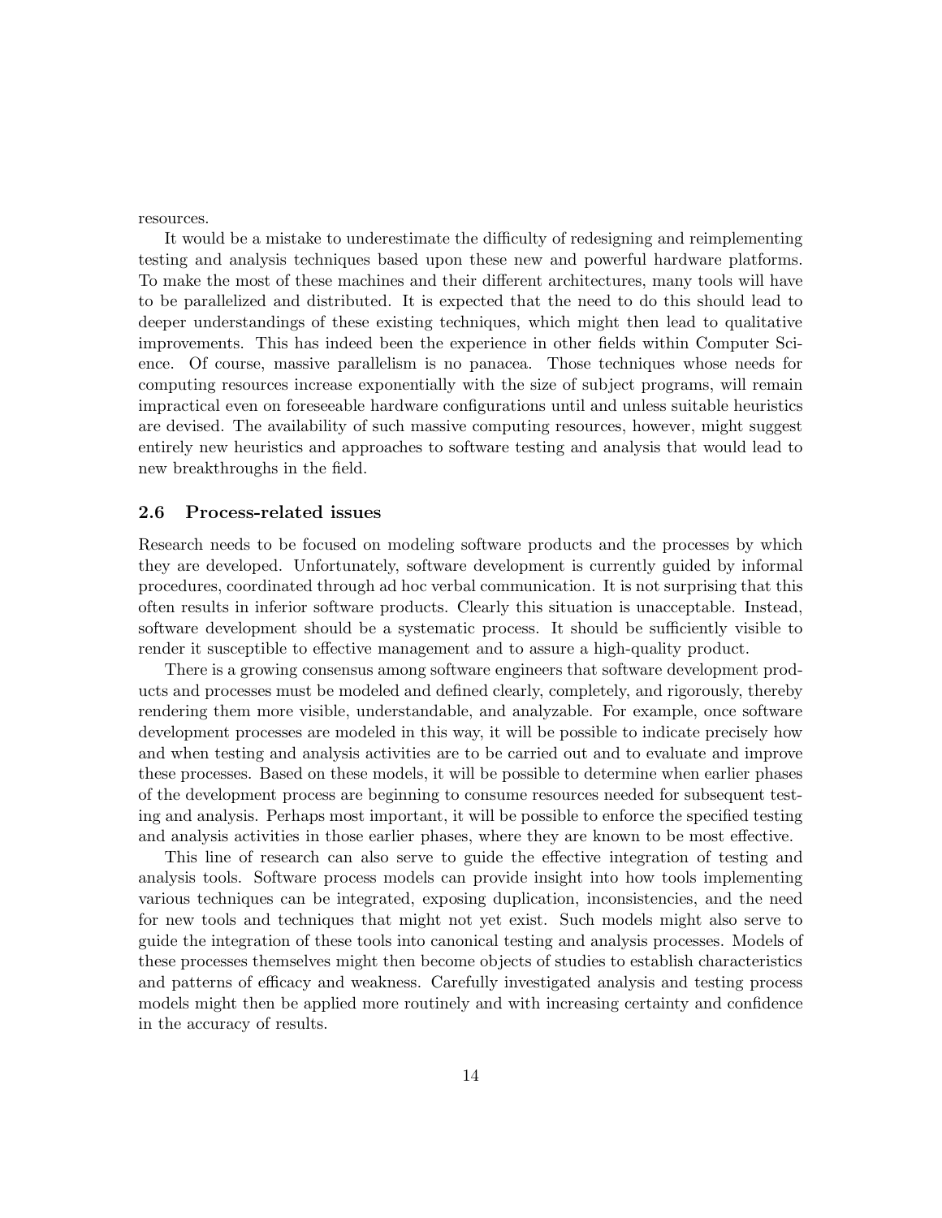resources.

It would be a mistake to underestimate the difficulty of redesigning and reimplementing testing and analysis techniques based upon these new and powerful hardware platforms. To make the most of these machines and their different architectures, many tools will have to be parallelized and distributed. It is expected that the need to do this should lead to deeper understandings of these existing techniques, which might then lead to qualitative improvements. This has indeed been the experience in other fields within Computer Science. Of course, massive parallelism is no panacea. Those techniques whose needs for computing resources increase exponentially with the size of subject programs, will remain impractical even on foreseeable hardware configurations until and unless suitable heuristics are devised. The availability of such massive computing resources, however, might suggest entirely new heuristics and approaches to software testing and analysis that would lead to new breakthroughs in the field.

### 2.6 Process-related issues

Research needs to be focused on modeling software products and the processes by which they are developed. Unfortunately, software development is currently guided by informal procedures, coordinated through ad hoc verbal communication. It is not surprising that this often results in inferior software products. Clearly this situation is unacceptable. Instead, software development should be a systematic process. It should be sufficiently visible to render it susceptible to effective management and to assure a high-quality product.

There is a growing consensus among software engineers that software development products and processes must be modeled and defined clearly, completely, and rigorously, thereby rendering them more visible, understandable, and analyzable. For example, once software development processes are modeled in this way, it will be possible to indicate precisely how and when testing and analysis activities are to be carried out and to evaluate and improve these processes. Based on these models, it will be possible to determine when earlier phases of the development process are beginning to consume resources needed for subsequent testing and analysis. Perhaps most important, it will be possible to enforce the specified testing and analysis activities in those earlier phases, where they are known to be most effective.

This line of research can also serve to guide the effective integration of testing and analysis tools. Software process models can provide insight into how tools implementing various techniques can be integrated, exposing duplication, inconsistencies, and the need for new tools and techniques that might not yet exist. Such models might also serve to guide the integration of these tools into canonical testing and analysis processes. Models of these processes themselves might then become objects of studies to establish characteristics and patterns of efficacy and weakness. Carefully investigated analysis and testing process models might then be applied more routinely and with increasing certainty and confidence in the accuracy of results.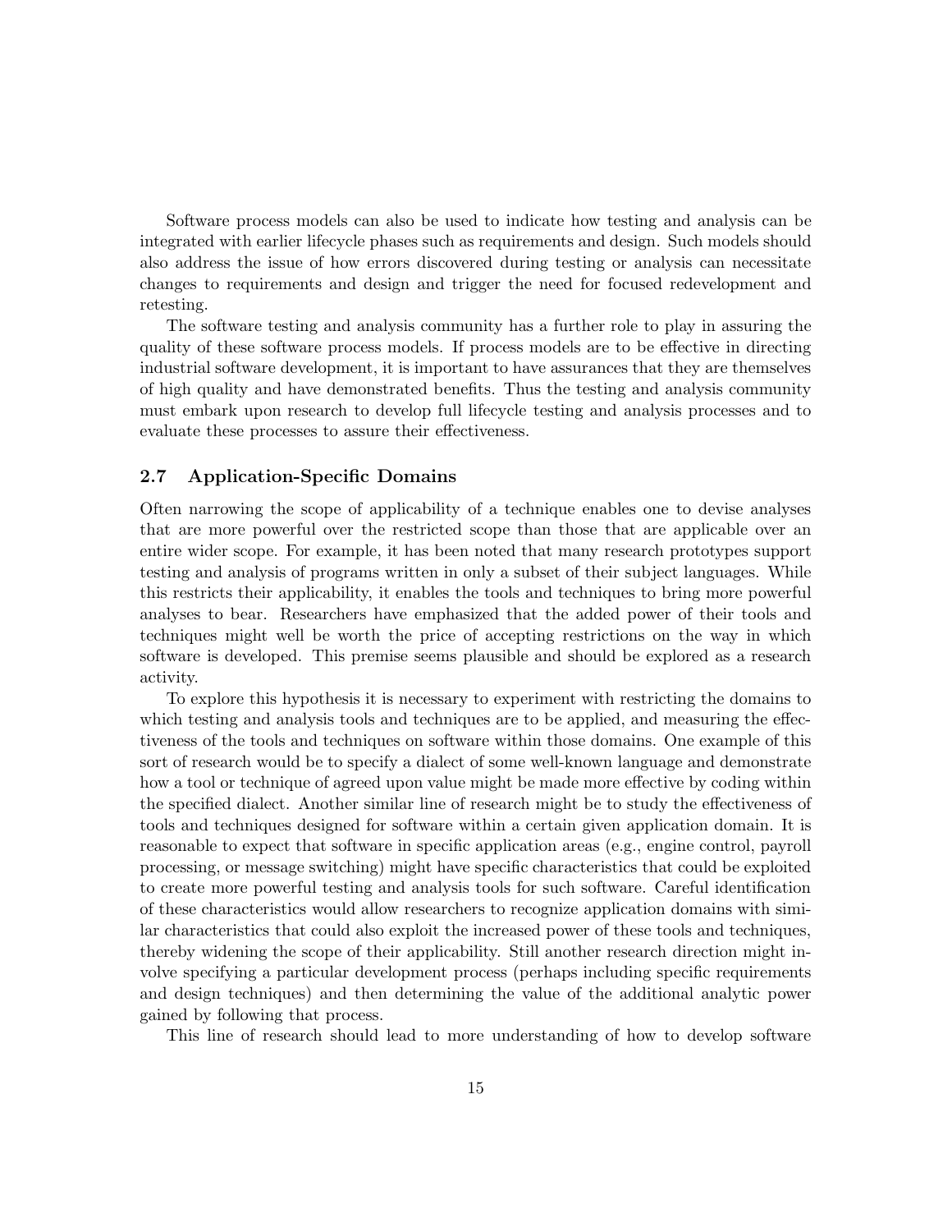Software process models can also be used to indicate how testing and analysis can be integrated with earlier lifecycle phases such as requirements and design. Such models should also address the issue of how errors discovered during testing or analysis can necessitate changes to requirements and design and trigger the need for focused redevelopment and retesting.

The software testing and analysis community has a further role to play in assuring the quality of these software process models. If process models are to be effective in directing industrial software development, it is important to have assurances that they are themselves of high quality and have demonstrated benefits. Thus the testing and analysis community must embark upon research to develop full lifecycle testing and analysis processes and to evaluate these processes to assure their effectiveness.

### 2.7 Application-Specific Domains

Often narrowing the scope of applicability of a technique enables one to devise analyses that are more powerful over the restricted scope than those that are applicable over an entire wider scope. For example, it has been noted that many research prototypes support testing and analysis of programs written in only a subset of their subject languages. While this restricts their applicability, it enables the tools and techniques to bring more powerful analyses to bear. Researchers have emphasized that the added power of their tools and techniques might well be worth the price of accepting restrictions on the way in which software is developed. This premise seems plausible and should be explored as a research activity.

To explore this hypothesis it is necessary to experiment with restricting the domains to which testing and analysis tools and techniques are to be applied, and measuring the effectiveness of the tools and techniques on software within those domains. One example of this sort of research would be to specify a dialect of some well-known language and demonstrate how a tool or technique of agreed upon value might be made more effective by coding within the specified dialect. Another similar line of research might be to study the effectiveness of tools and techniques designed for software within a certain given application domain. It is reasonable to expect that software in specific application areas (e.g., engine control, payroll processing, or message switching) might have specific characteristics that could be exploited to create more powerful testing and analysis tools for such software. Careful identification of these characteristics would allow researchers to recognize application domains with similar characteristics that could also exploit the increased power of these tools and techniques, thereby widening the scope of their applicability. Still another research direction might involve specifying a particular development process (perhaps including specific requirements and design techniques) and then determining the value of the additional analytic power gained by following that process.

This line of research should lead to more understanding of how to develop software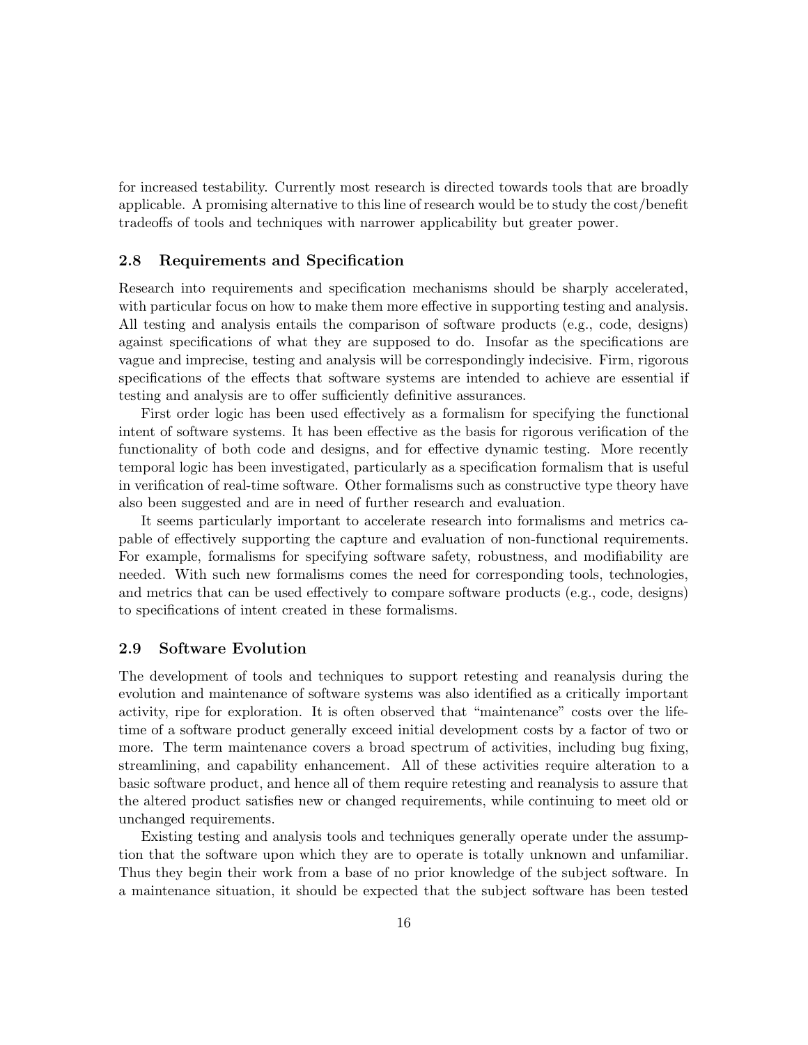for increased testability. Currently most research is directed towards tools that are broadly applicable. A promising alternative to this line of research would be to study the cost/benefit tradeoffs of tools and techniques with narrower applicability but greater power.

### 2.8 Requirements and Specification

Research into requirements and specification mechanisms should be sharply accelerated, with particular focus on how to make them more effective in supporting testing and analysis. All testing and analysis entails the comparison of software products (e.g., code, designs) against specifications of what they are supposed to do. Insofar as the specifications are vague and imprecise, testing and analysis will be correspondingly indecisive. Firm, rigorous specifications of the effects that software systems are intended to achieve are essential if testing and analysis are to offer sufficiently definitive assurances.

First order logic has been used effectively as a formalism for specifying the functional intent of software systems. It has been effective as the basis for rigorous verification of the functionality of both code and designs, and for effective dynamic testing. More recently temporal logic has been investigated, particularly as a specification formalism that is useful in verification of real-time software. Other formalisms such as constructive type theory have also been suggested and are in need of further research and evaluation.

It seems particularly important to accelerate research into formalisms and metrics capable of effectively supporting the capture and evaluation of non-functional requirements. For example, formalisms for specifying software safety, robustness, and modifiability are needed. With such new formalisms comes the need for corresponding tools, technologies, and metrics that can be used effectively to compare software products (e.g., code, designs) to specifications of intent created in these formalisms.

### 2.9 Software Evolution

The development of tools and techniques to support retesting and reanalysis during the evolution and maintenance of software systems was also identified as a critically important activity, ripe for exploration. It is often observed that "maintenance" costs over the lifetime of a software product generally exceed initial development costs by a factor of two or more. The term maintenance covers a broad spectrum of activities, including bug fixing, streamlining, and capability enhancement. All of these activities require alteration to a basic software product, and hence all of them require retesting and reanalysis to assure that the altered product satisfies new or changed requirements, while continuing to meet old or unchanged requirements.

Existing testing and analysis tools and techniques generally operate under the assumption that the software upon which they are to operate is totally unknown and unfamiliar. Thus they begin their work from a base of no prior knowledge of the subject software. In a maintenance situation, it should be expected that the subject software has been tested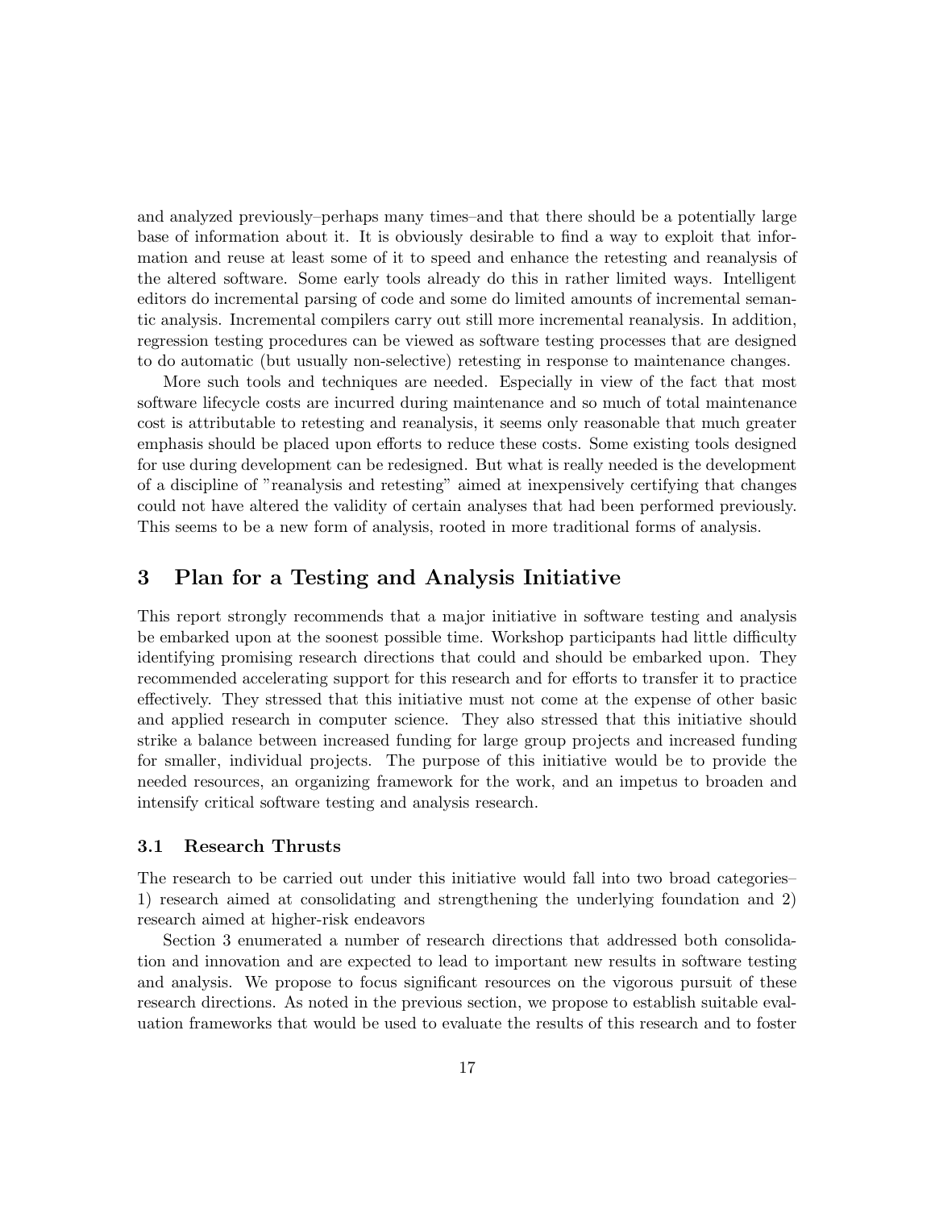and analyzed previously–perhaps many times–and that there should be a potentially large base of information about it. It is obviously desirable to find a way to exploit that information and reuse at least some of it to speed and enhance the retesting and reanalysis of the altered software. Some early tools already do this in rather limited ways. Intelligent editors do incremental parsing of code and some do limited amounts of incremental semantic analysis. Incremental compilers carry out still more incremental reanalysis. In addition, regression testing procedures can be viewed as software testing processes that are designed to do automatic (but usually non-selective) retesting in response to maintenance changes.

More such tools and techniques are needed. Especially in view of the fact that most software lifecycle costs are incurred during maintenance and so much of total maintenance cost is attributable to retesting and reanalysis, it seems only reasonable that much greater emphasis should be placed upon efforts to reduce these costs. Some existing tools designed for use during development can be redesigned. But what is really needed is the development of a discipline of "reanalysis and retesting" aimed at inexpensively certifying that changes could not have altered the validity of certain analyses that had been performed previously. This seems to be a new form of analysis, rooted in more traditional forms of analysis.

# 3 Plan for a Testing and Analysis Initiative

This report strongly recommends that a major initiative in software testing and analysis be embarked upon at the soonest possible time. Workshop participants had little difficulty identifying promising research directions that could and should be embarked upon. They recommended accelerating support for this research and for efforts to transfer it to practice effectively. They stressed that this initiative must not come at the expense of other basic and applied research in computer science. They also stressed that this initiative should strike a balance between increased funding for large group projects and increased funding for smaller, individual projects. The purpose of this initiative would be to provide the needed resources, an organizing framework for the work, and an impetus to broaden and intensify critical software testing and analysis research.

## 3.1 Research Thrusts

The research to be carried out under this initiative would fall into two broad categories– 1) research aimed at consolidating and strengthening the underlying foundation and 2) research aimed at higher-risk endeavors

Section 3 enumerated a number of research directions that addressed both consolidation and innovation and are expected to lead to important new results in software testing and analysis. We propose to focus significant resources on the vigorous pursuit of these research directions. As noted in the previous section, we propose to establish suitable evaluation frameworks that would be used to evaluate the results of this research and to foster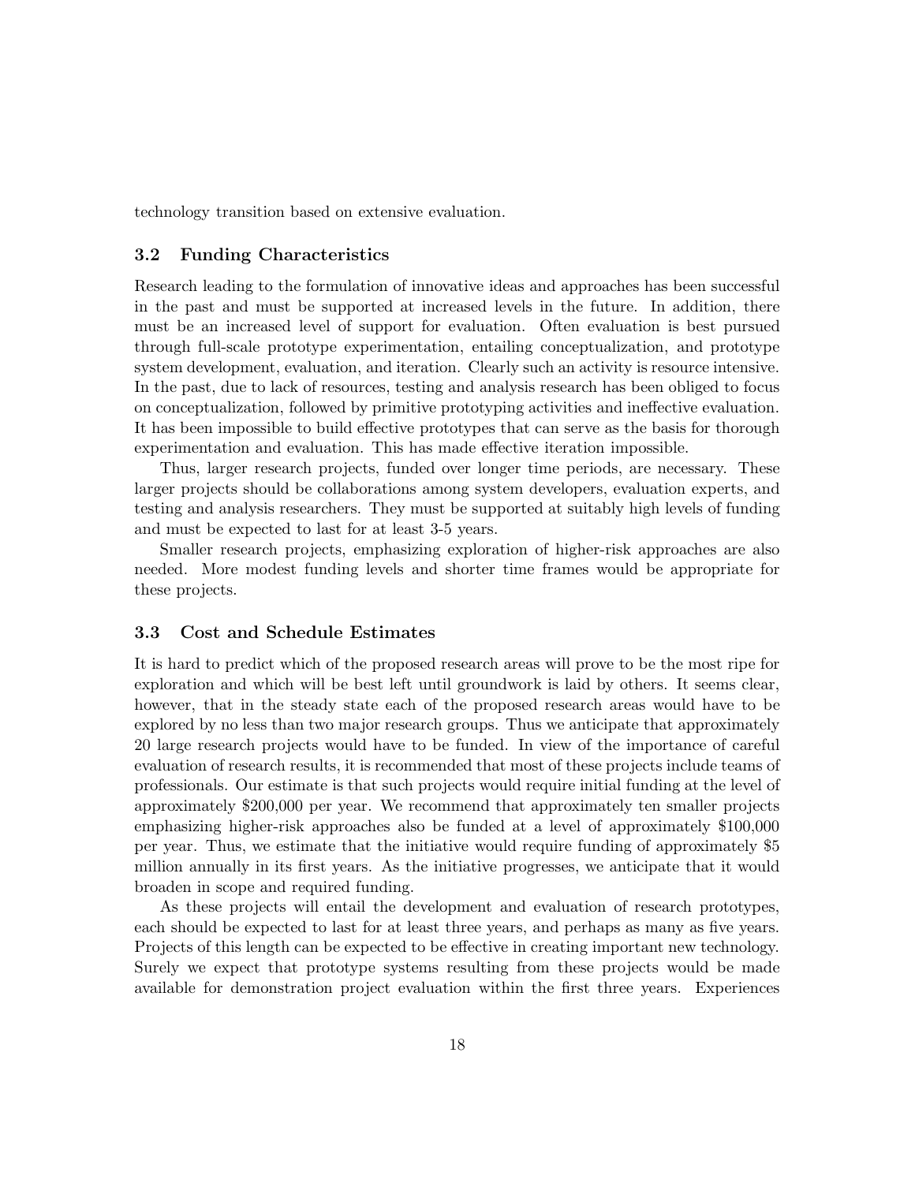technology transition based on extensive evaluation.

### 3.2 Funding Characteristics

Research leading to the formulation of innovative ideas and approaches has been successful in the past and must be supported at increased levels in the future. In addition, there must be an increased level of support for evaluation. Often evaluation is best pursued through full-scale prototype experimentation, entailing conceptualization, and prototype system development, evaluation, and iteration. Clearly such an activity is resource intensive. In the past, due to lack of resources, testing and analysis research has been obliged to focus on conceptualization, followed by primitive prototyping activities and ineffective evaluation. It has been impossible to build effective prototypes that can serve as the basis for thorough experimentation and evaluation. This has made effective iteration impossible.

Thus, larger research projects, funded over longer time periods, are necessary. These larger projects should be collaborations among system developers, evaluation experts, and testing and analysis researchers. They must be supported at suitably high levels of funding and must be expected to last for at least 3-5 years.

Smaller research projects, emphasizing exploration of higher-risk approaches are also needed. More modest funding levels and shorter time frames would be appropriate for these projects.

### 3.3 Cost and Schedule Estimates

It is hard to predict which of the proposed research areas will prove to be the most ripe for exploration and which will be best left until groundwork is laid by others. It seems clear, however, that in the steady state each of the proposed research areas would have to be explored by no less than two major research groups. Thus we anticipate that approximately 20 large research projects would have to be funded. In view of the importance of careful evaluation of research results, it is recommended that most of these projects include teams of professionals. Our estimate is that such projects would require initial funding at the level of approximately $200,000 per year. We recommend that approximately ten smaller projects emphasizing higher-risk approaches also be funded at a level of approximately $100,000 per year. Thus, we estimate that the initiative would require funding of approximately $5 million annually in its first years. As the initiative progresses, we anticipate that it would broaden in scope and required funding.

As these projects will entail the development and evaluation of research prototypes, each should be expected to last for at least three years, and perhaps as many as five years. Projects of this length can be expected to be effective in creating important new technology. Surely we expect that prototype systems resulting from these projects would be made available for demonstration project evaluation within the first three years. Experiences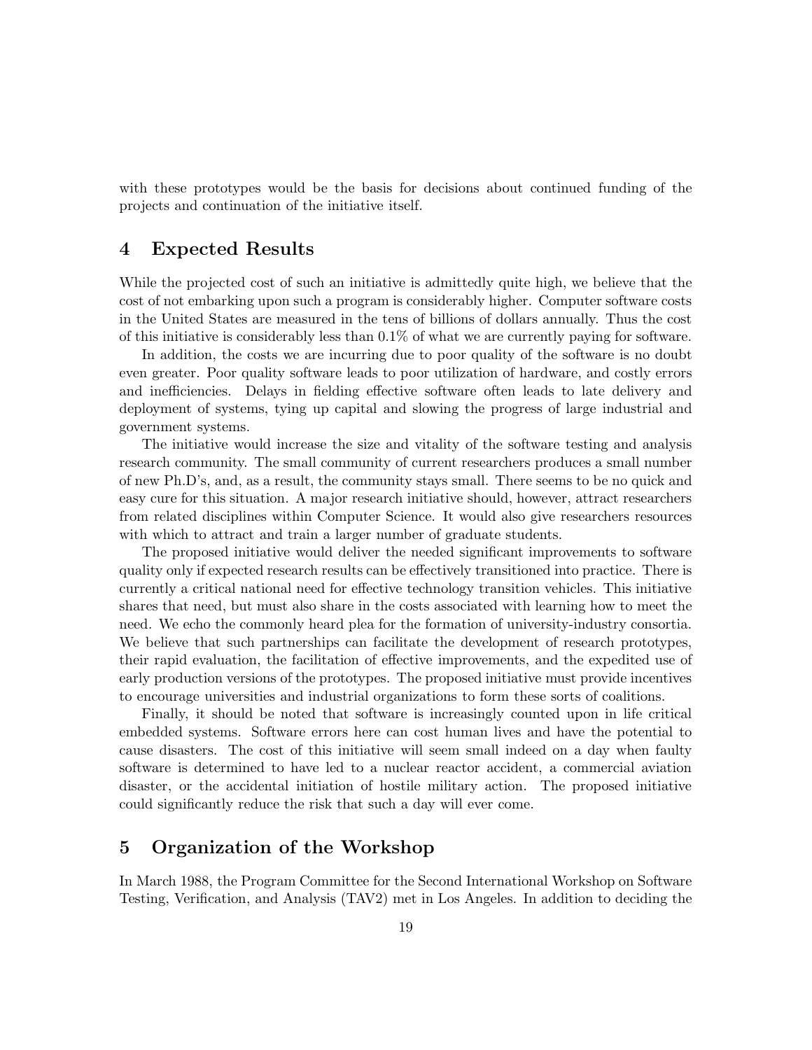with these prototypes would be the basis for decisions about continued funding of the projects and continuation of the initiative itself.

## 4 Expected Results

While the projected cost of such an initiative is admittedly quite high, we believe that the cost of not embarking upon such a program is considerably higher. Computer software costs in the United States are measured in the tens of billions of dollars annually. Thus the cost of this initiative is considerably less than 0.1% of what we are currently paying for software.

In addition, the costs we are incurring due to poor quality of the software is no doubt even greater. Poor quality software leads to poor utilization of hardware, and costly errors and inefficiencies. Delays in fielding effective software often leads to late delivery and deployment of systems, tying up capital and slowing the progress of large industrial and government systems.

The initiative would increase the size and vitality of the software testing and analysis research community. The small community of current researchers produces a small number of new Ph.D's, and, as a result, the community stays small. There seems to be no quick and easy cure for this situation. A major research initiative should, however, attract researchers from related disciplines within Computer Science. It would also give researchers resources with which to attract and train a larger number of graduate students.

The proposed initiative would deliver the needed significant improvements to software quality only if expected research results can be effectively transitioned into practice. There is currently a critical national need for effective technology transition vehicles. This initiative shares that need, but must also share in the costs associated with learning how to meet the need. We echo the commonly heard plea for the formation of university-industry consortia. We believe that such partnerships can facilitate the development of research prototypes, their rapid evaluation, the facilitation of effective improvements, and the expedited use of early production versions of the prototypes. The proposed initiative must provide incentives to encourage universities and industrial organizations to form these sorts of coalitions.

Finally, it should be noted that software is increasingly counted upon in life critical embedded systems. Software errors here can cost human lives and have the potential to cause disasters. The cost of this initiative will seem small indeed on a day when faulty software is determined to have led to a nuclear reactor accident, a commercial aviation disaster, or the accidental initiation of hostile military action. The proposed initiative could significantly reduce the risk that such a day will ever come.

## 5 Organization of the Workshop

In March 1988, the Program Committee for the Second International Workshop on Software Testing, Verification, and Analysis (TAV2) met in Los Angeles. In addition to deciding the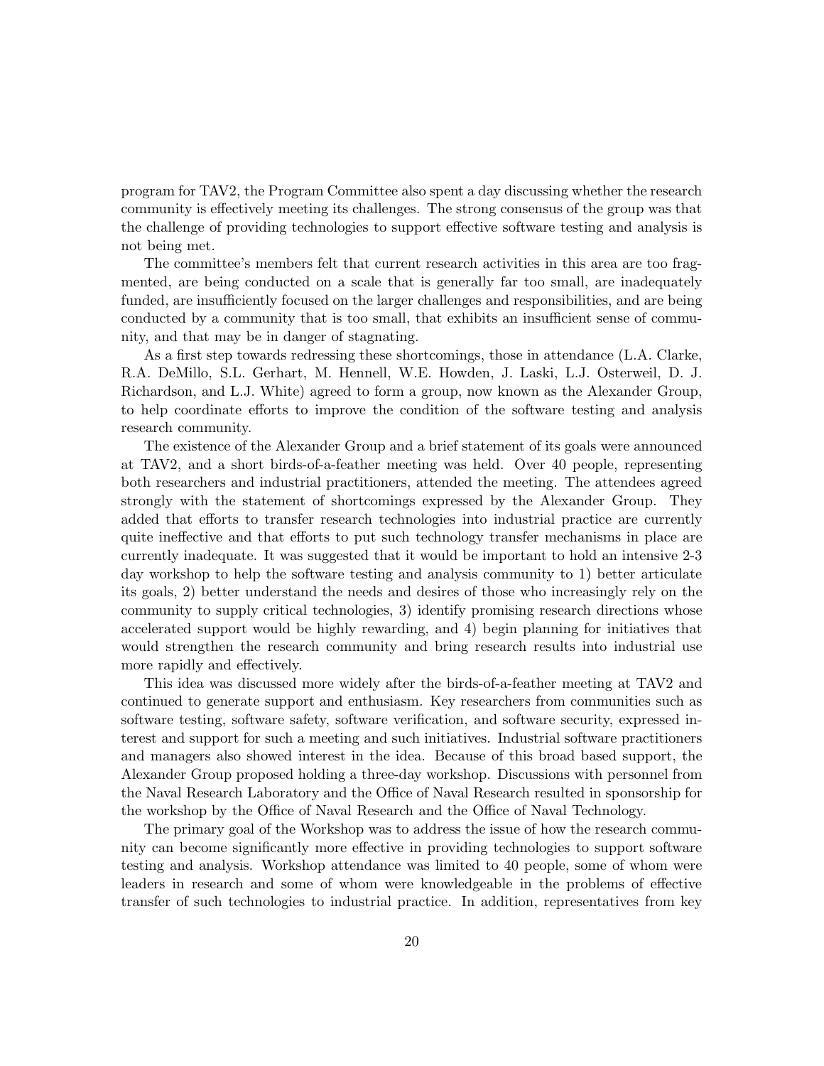program for TAV2, the Program Committee also spent a day discussing whether the research community is effectively meeting its challenges. The strong consensus of the group was that the challenge of providing technologies to support effective software testing and analysis is not being met.

The committee's members felt that current research activities in this area are too fragmented, are being conducted on a scale that is generally far too small, are inadequately funded, are insufficiently focused on the larger challenges and responsibilities, and are being conducted by a community that is too small, that exhibits an insufficient sense of community, and that may be in danger of stagnating.

As a first step towards redressing these shortcomings, those in attendance (L.A. Clarke, R.A. DeMillo, S.L. Gerhart, M. Hennell, W.E. Howden, J. Laski, L.J. Osterweil, D. J. Richardson, and L.J. White) agreed to form a group, now known as the Alexander Group, to help coordinate efforts to improve the condition of the software testing and analysis research community.

The existence of the Alexander Group and a brief statement of its goals were announced at TAV2, and a short birds-of-a-feather meeting was held. Over 40 people, representing both researchers and industrial practitioners, attended the meeting. The attendees agreed strongly with the statement of shortcomings expressed by the Alexander Group. They added that efforts to transfer research technologies into industrial practice are currently quite ineffective and that efforts to put such technology transfer mechanisms in place are currently inadequate. It was suggested that it would be important to hold an intensive 2-3 day workshop to help the software testing and analysis community to 1) better articulate its goals, 2) better understand the needs and desires of those who increasingly rely on the community to supply critical technologies, 3) identify promising research directions whose accelerated support would be highly rewarding, and 4) begin planning for initiatives that would strengthen the research community and bring research results into industrial use more rapidly and effectively.

This idea was discussed more widely after the birds-of-a-feather meeting at TAV2 and continued to generate support and enthusiasm. Key researchers from communities such as software testing, software safety, software verification, and software security, expressed interest and support for such a meeting and such initiatives. Industrial software practitioners and managers also showed interest in the idea. Because of this broad based support, the Alexander Group proposed holding a three-day workshop. Discussions with personnel from the Naval Research Laboratory and the Office of Naval Research resulted in sponsorship for the workshop by the Office of Naval Research and the Office of Naval Technology.

The primary goal of the Workshop was to address the issue of how the research community can become significantly more effective in providing technologies to support software testing and analysis. Workshop attendance was limited to 40 people, some of whom were leaders in research and some of whom were knowledgeable in the problems of effective transfer of such technologies to industrial practice. In addition, representatives from key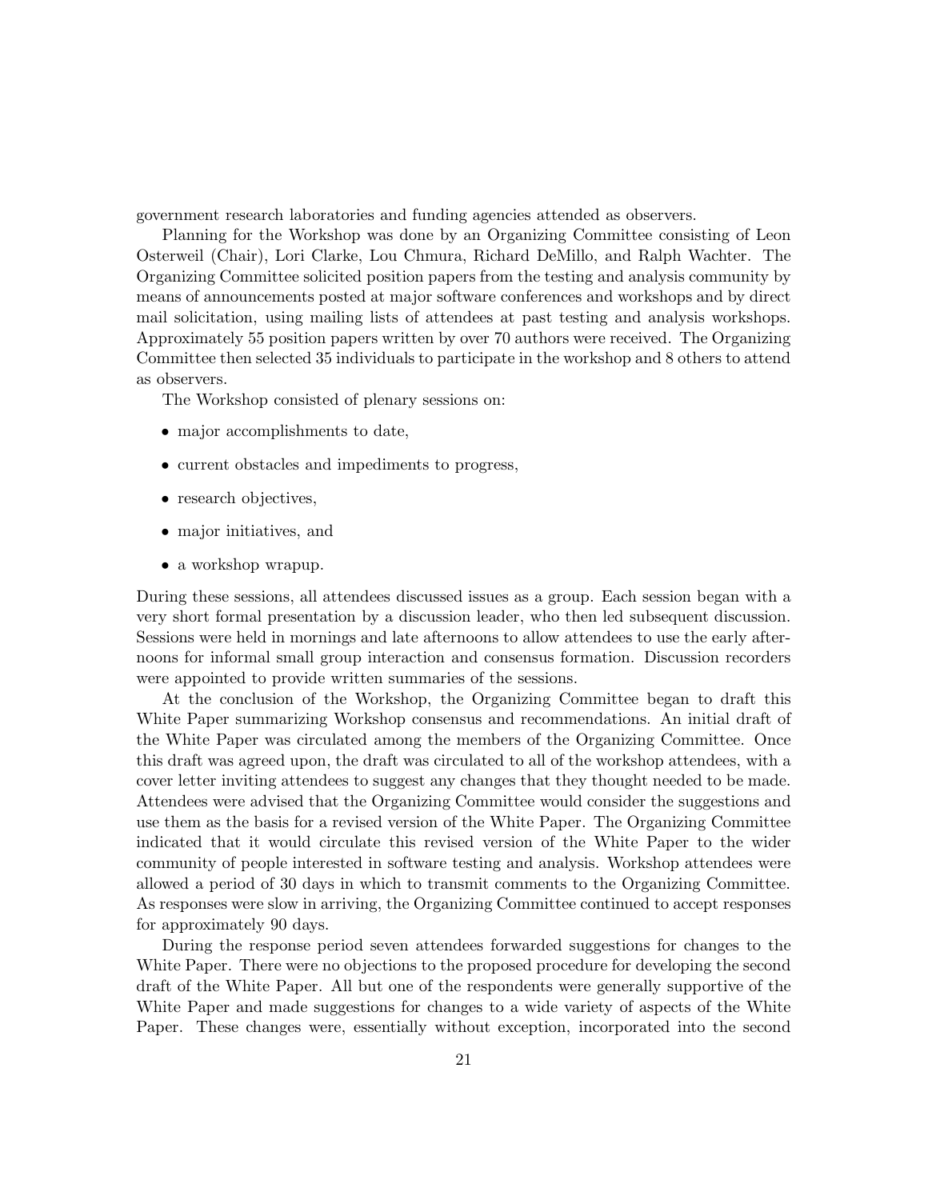government research laboratories and funding agencies attended as observers.

Planning for the Workshop was done by an Organizing Committee consisting of Leon Osterweil (Chair), Lori Clarke, Lou Chmura, Richard DeMillo, and Ralph Wachter. The Organizing Committee solicited position papers from the testing and analysis community by means of announcements posted at major software conferences and workshops and by direct mail solicitation, using mailing lists of attendees at past testing and analysis workshops. Approximately 55 position papers written by over 70 authors were received. The Organizing Committee then selected 35 individuals to participate in the workshop and 8 others to attend as observers.

The Workshop consisted of plenary sessions on:

- major accomplishments to date,
- current obstacles and impediments to progress,
- research objectives,
- major initiatives, and
- a workshop wrapup.

During these sessions, all attendees discussed issues as a group. Each session began with a very short formal presentation by a discussion leader, who then led subsequent discussion. Sessions were held in mornings and late afternoons to allow attendees to use the early afternoons for informal small group interaction and consensus formation. Discussion recorders were appointed to provide written summaries of the sessions.

At the conclusion of the Workshop, the Organizing Committee began to draft this White Paper summarizing Workshop consensus and recommendations. An initial draft of the White Paper was circulated among the members of the Organizing Committee. Once this draft was agreed upon, the draft was circulated to all of the workshop attendees, with a cover letter inviting attendees to suggest any changes that they thought needed to be made. Attendees were advised that the Organizing Committee would consider the suggestions and use them as the basis for a revised version of the White Paper. The Organizing Committee indicated that it would circulate this revised version of the White Paper to the wider community of people interested in software testing and analysis. Workshop attendees were allowed a period of 30 days in which to transmit comments to the Organizing Committee. As responses were slow in arriving, the Organizing Committee continued to accept responses for approximately 90 days.

During the response period seven attendees forwarded suggestions for changes to the White Paper. There were no objections to the proposed procedure for developing the second draft of the White Paper. All but one of the respondents were generally supportive of the White Paper and made suggestions for changes to a wide variety of aspects of the White Paper. These changes were, essentially without exception, incorporated into the second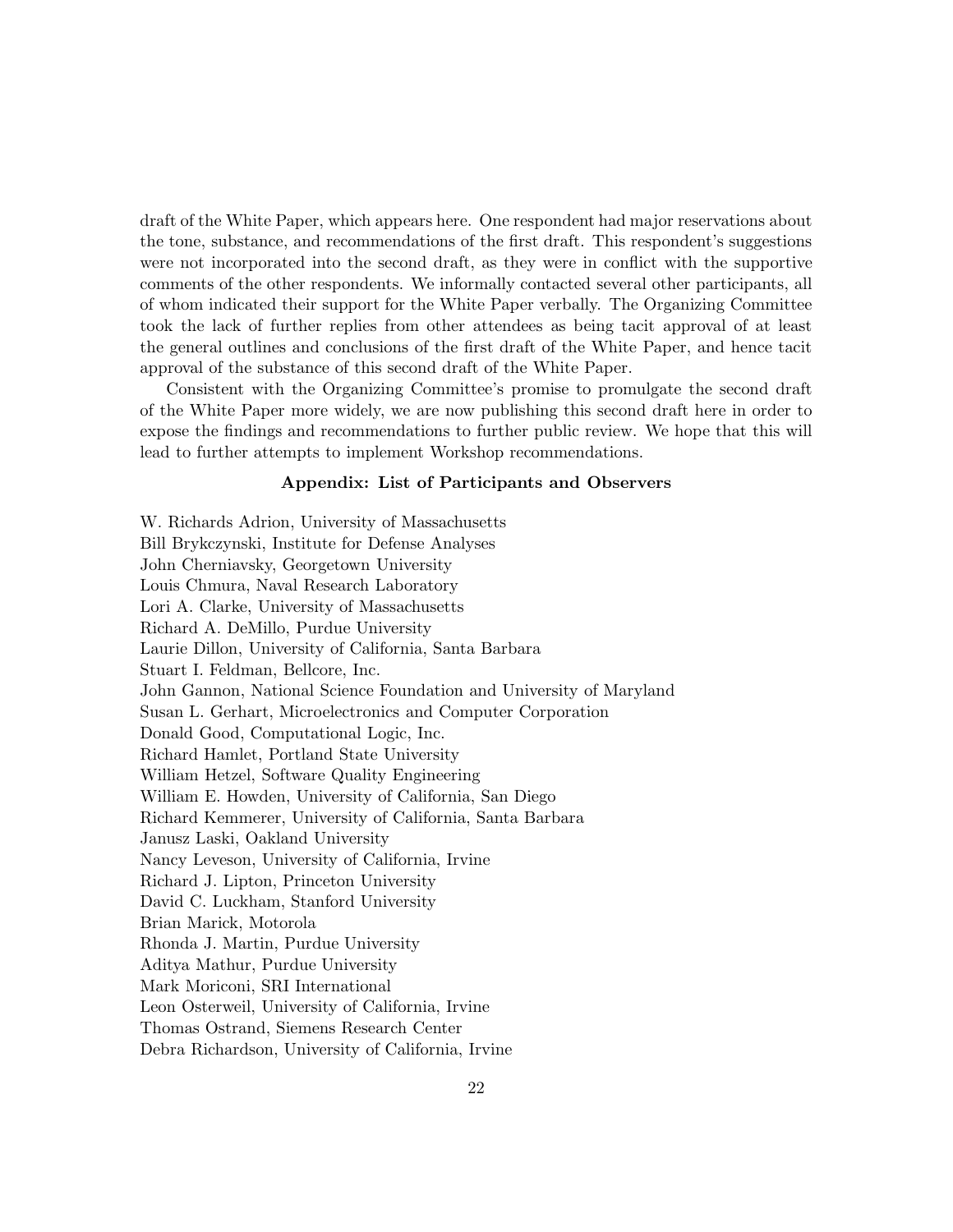draft of the White Paper, which appears here. One respondent had major reservations about the tone, substance, and recommendations of the first draft. This respondent's suggestions were not incorporated into the second draft, as they were in conflict with the supportive comments of the other respondents. We informally contacted several other participants, all of whom indicated their support for the White Paper verbally. The Organizing Committee took the lack of further replies from other attendees as being tacit approval of at least the general outlines and conclusions of the first draft of the White Paper, and hence tacit approval of the substance of this second draft of the White Paper.

Consistent with the Organizing Committee's promise to promulgate the second draft of the White Paper more widely, we are now publishing this second draft here in order to expose the findings and recommendations to further public review. We hope that this will lead to further attempts to implement Workshop recommendations.

### Appendix: List of Participants and Observers

W. Richards Adrion, University of Massachusetts  
Bill Brykczynski, Institute for Defense Analyses  
John Cherniavsky, Georgetown University  
Louis Chmura, Naval Research Laboratory  
Lori A. Clarke, University of Massachusetts  
Richard A. DeMillo, Purdue University  
Laurie Dillon, University of California, Santa Barbara  
Stuart I. Feldman, Bellcore, Inc.  
John Gannon, National Science Foundation and University of Maryland  
Susan L. Gerhart, Microelectronics and Computer Corporation  
Donald Good, Computational Logic, Inc.  
Richard Hamlet, Portland State University  
William Hetzel, Software Quality Engineering  
William E. Howden, University of California, San Diego  
Richard Kemmerer, University of California, Santa Barbara  
Janusz Laski, Oakland University  
Nancy Leveson, University of California, Irvine  
Richard J. Lipton, Princeton University  
David C. Luckham, Stanford University  
Brian Marick, Motorola  
Rhonda J. Martin, Purdue University  
Aditya Mathur, Purdue University  
Mark Moriconi, SRI International  
Leon Osterweil, University of California, Irvine  
Thomas Ostrand, Siemens Research Center  
Debra Richardson, University of California, Irvine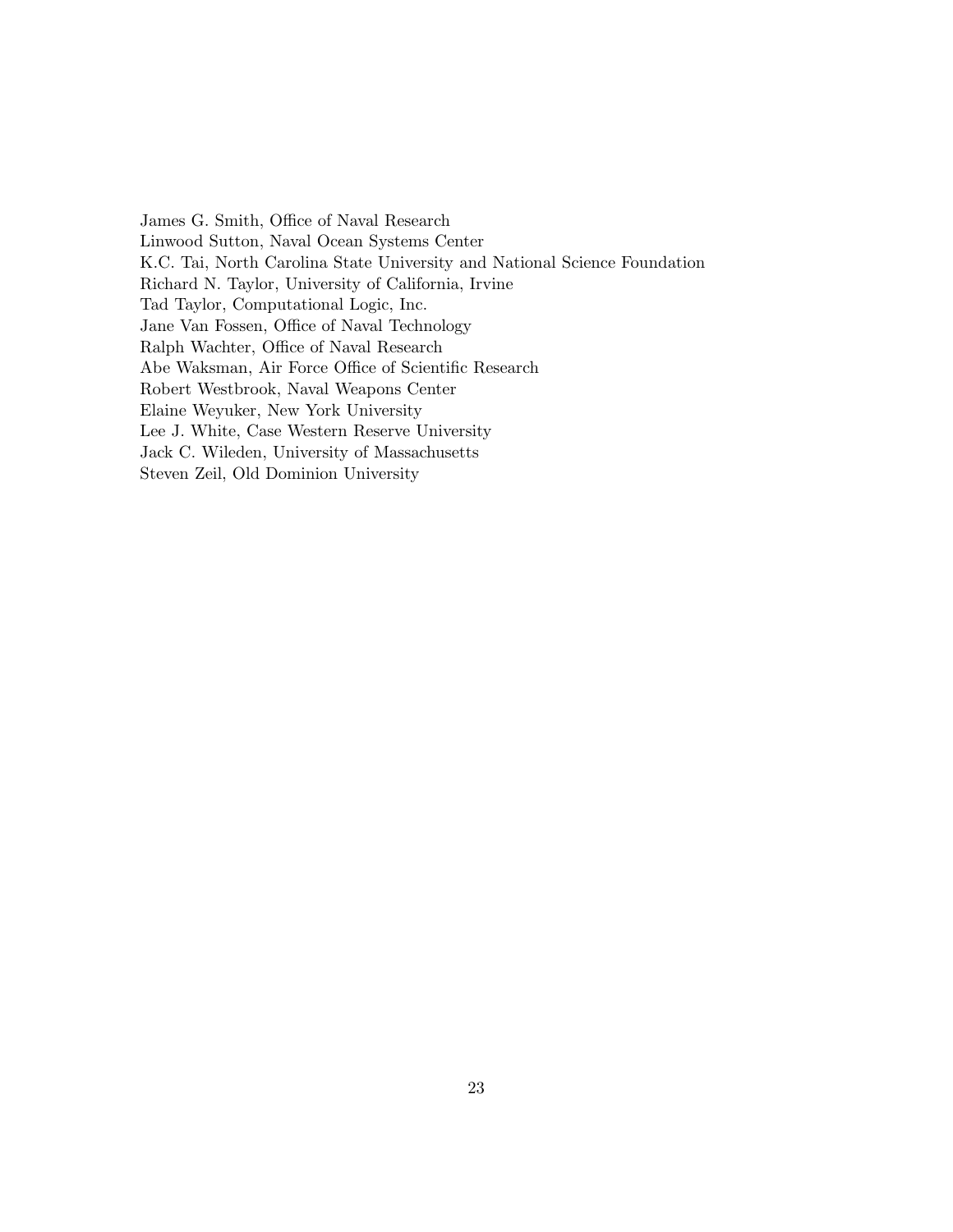James G. Smith, Office of Naval Research
Linwood Sutton, Naval Ocean Systems Center
K.C. Tai, North Carolina State University and National Science Foundation
Richard N. Taylor, University of California, Irvine
Tad Taylor, Computational Logic, Inc.
Jane Van Fossen, Office of Naval Technology
Ralph Wachter, Office of Naval Research
Abe Waksman, Air Force Office of Scientific Research
Robert Westbrook, Naval Weapons Center
Elaine Weyuker, New York University
Lee J. White, Case Western Reserve University
Jack C. Wileden, University of Massachusetts
Steven Zeil, Old Dominion University